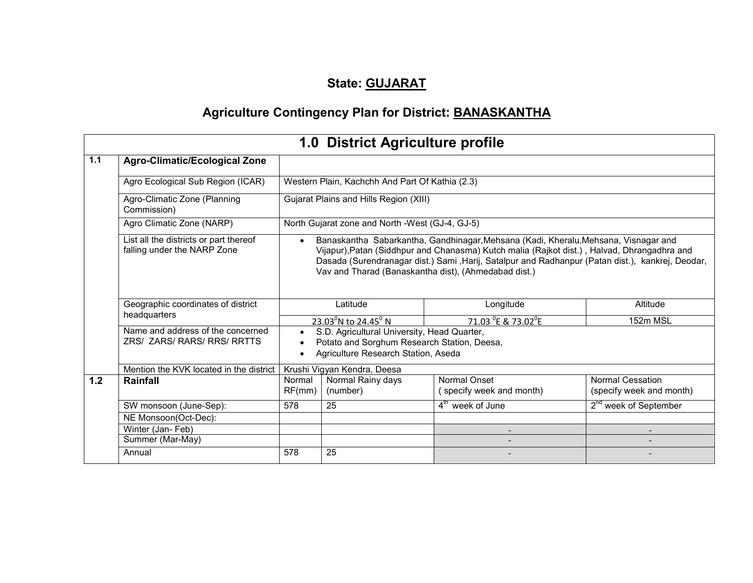# State: GUJARAT

## Agriculture Contingency Plan for District: BANASKANTHA

| 1.0 District Agriculture profile | | | | | |
|---|---|---|---|---|---|
| **1.1** | **Agro-Climatic/Ecological Zone** | | | | |
| | Agro Ecological Sub Region (ICAR) | Western Plain, Kachchh And Part Of Kathia (2.3) | | | |
| | Agro-Climatic Zone (Planning Commission) | Gujarat Plains and Hills Region (XIII) | | | |
| | Agro Climatic Zone (NARP) | North Gujarat zone and North -West (GJ-4, GJ-5) | | | |
| | List all the districts or part thereof falling under the NARP Zone | • Banaskantha Sabarkantha, Gandhinagar,Mehsana (Kadi, Kheralu,Mehsana, Visnagar and Vijapur),Patan (Siddhpur and Chanasma) Kutch malia (Rajkot dist.) , Halvad, Dhrangadhra and Dasada (Surendranagar dist.) Sami ,Harij, Satalpur and Radhanpur (Patan dist.), kankrej, Deodar, Vav and Tharad (Banaskantha dist), (Ahmedabad dist.) | | | |
| | Geographic coordinates of district headquarters | Latitude | | Longitude | Altitude |
| | | 23.03$^0$N to 24.45$^0$ N | | 71.03 $^0$E & 73.02$^0$E | 152m MSL |
| | Name and address of the concerned ZRS/ ZARS/ RARS/ RRS/ RRTTS | • S.D. Agricultural University, Head Quarter,<br>• Potato and Sorghum Research Station, Deesa,<br>• Agriculture Research Station, Aseda | | | |
| | Mention the KVK located in the district | Krushi Vigyan Kendra, Deesa | | | |
| **1.2** | **Rainfall** | Normal RF(mm) | Normal Rainy days (number) | Normal Onset ( specify week and month) | Normal Cessation (specify week and month) |
| | SW monsoon (June-Sep): | 578 | 25 | 4$^{th}$ week of June | 2$^{nd}$ week of September |
| | NE Monsoon(Oct-Dec): | | | | |
| | Winter (Jan- Feb) | | | - | - |
| | Summer (Mar-May) | | | - | - |
| | Annual | 578 | 25 | - | - |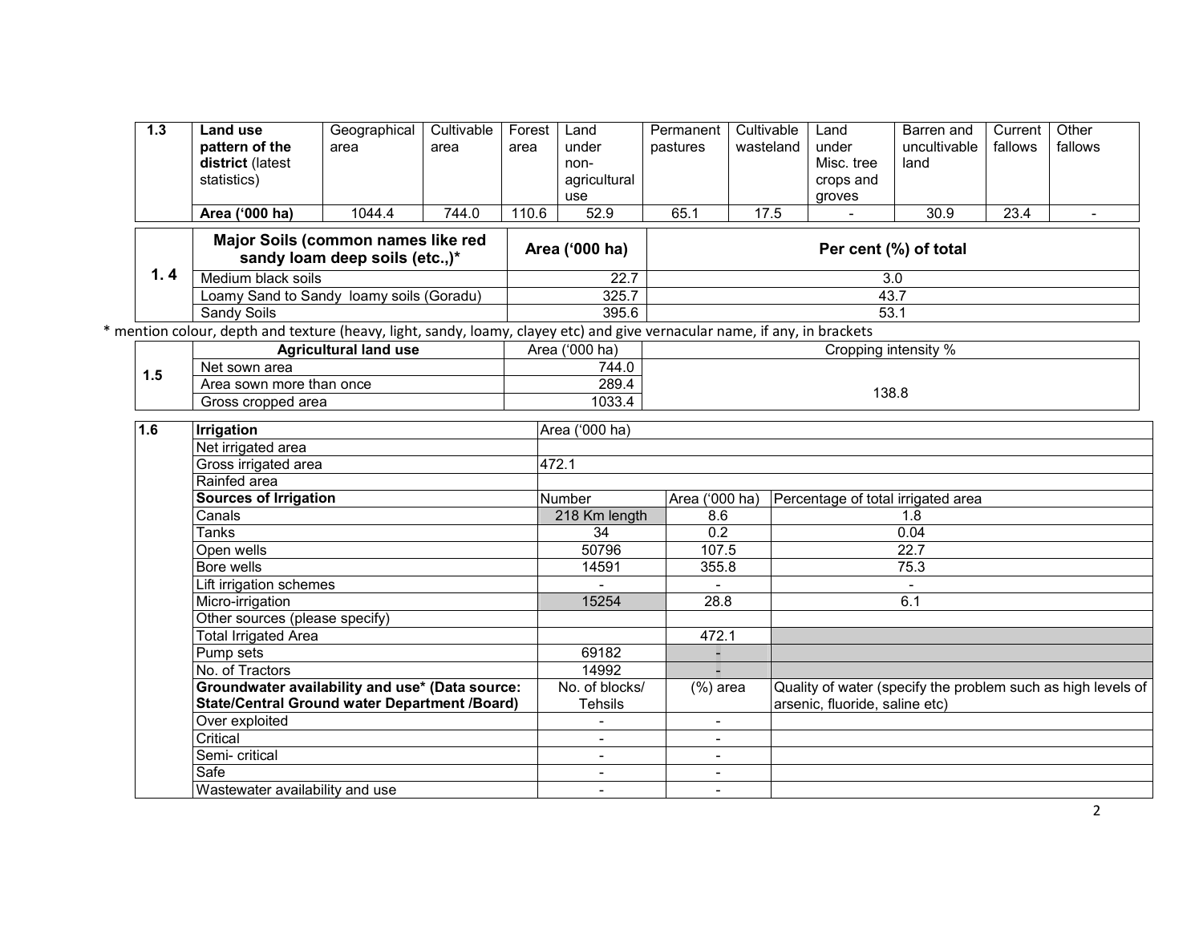| 1.3 | Land use pattern of the district (latest statistics) | Geographical area | Cultivable area | Forest area | Land under non-agricultural use | Permanent pastures | Cultivable wasteland | Land under Misc. tree crops and groves | Barren and uncultivable land | Current fallows | Other fallows |
|---|---|---|---|---|---|---|---|---|---|---|---|
| | **Area ('000 ha)** | 1044.4 | 744.0 | 110.6 | 52.9 | 65.1 | 17.5 | - | 30.9 | 23.4 | - |

| 1. 4 | Major Soils (common names like red sandy loam deep soils (etc.,)* | Area ('000 ha) | Per cent (%) of total |
|---|---|---|---|
| | Medium black soils | 22.7 | 3.0 |
| | Loamy Sand to Sandy loamy soils (Goradu) | 325.7 | 43.7 |
| | Sandy Soils | 395.6 | 53.1 |

\* mention colour, depth and texture (heavy, light, sandy, loamy, clayey etc) and give vernacular name, if any, in brackets

| 1.5 | Agricultural land use | Area ('000 ha) | Cropping intensity % |
|---|---|---|---|
| | Net sown area | 744.0 | 138.8 |
| | Area sown more than once | 289.4 | |
| | Gross cropped area | 1033.4 | |

| 1.6 | Irrigation | Area ('000 ha) | | |
|---|---|---|---|---|
| | Net irrigated area | | | |
| | Gross irrigated area | 472.1 | | |
| | Rainfed area | | | |
| | **Sources of Irrigation** | Number | Area ('000 ha) | Percentage of total irrigated area |
| | Canals | 218 Km length | 8.6 | 1.8 |
| | Tanks | 34 | 0.2 | 0.04 |
| | Open wells | 50796 | 107.5 | 22.7 |
| | Bore wells | 14591 | 355.8 | 75.3 |
| | Lift irrigation schemes | - | - | - |
| | Micro-irrigation | 15254 | 28.8 | 6.1 |
| | Other sources (please specify) | | | |
| | Total Irrigated Area | | 472.1 | |
| | Pump sets | 69182 | - | |
| | No. of Tractors | 14992 | - | |
| | **Groundwater availability and use* (Data source: State/Central Ground water Department /Board)** | No. of blocks/ Tehsils | (%) area | Quality of water (specify the problem such as high levels of arsenic, fluoride, saline etc) |
| | Over exploited | - | - | |
| | Critical | - | - | |
| | Semi- critical | - | - | |
| | Safe | - | - | |
| | Wastewater availability and use | - | - | |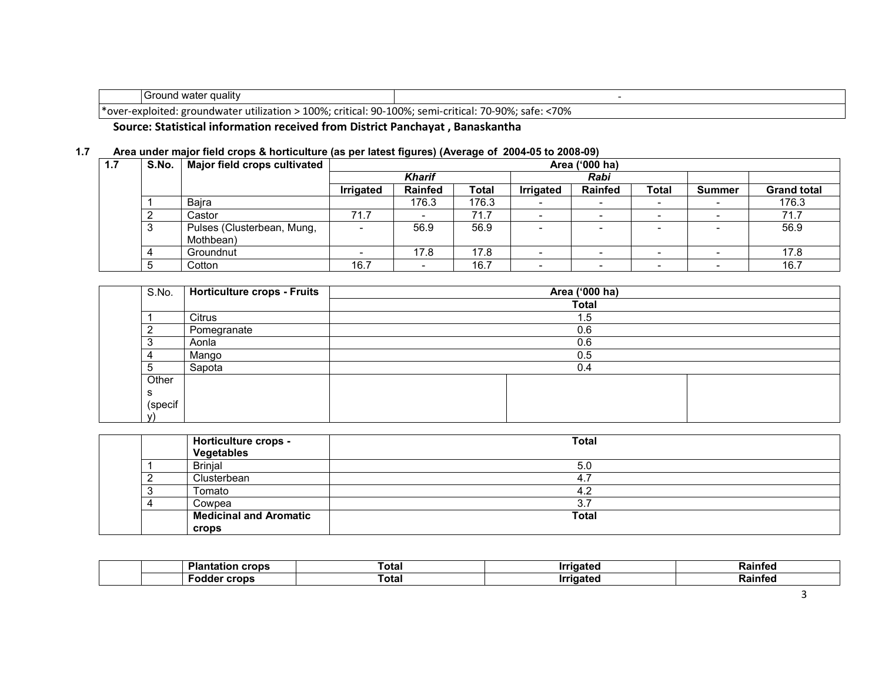| | Ground water quality | - |
|---|---|---|
| *over-exploited: groundwater utilization > 100%; critical: 90-100%; semi-critical: 70-90%; safe: <70% | | |

**Source: Statistical information received from District Panchayat , Banaskantha**

**1.7 Area under major field crops & horticulture (as per latest figures) (Average of 2004-05 to 2008-09)**

| 1.7 | S.No. | Major field crops cultivated | Area ('000 ha) | | | | | | | |
|---|---|---|---|---|---|---|---|---|---|---|
| | | | ***Kharif*** | | | ***Rabi*** | | | | |
| | | | **Irrigated** | **Rainfed** | **Total** | **Irrigated** | **Rainfed** | **Total** | **Summer** | **Grand total** |
| | 1 | Bajra | | 176.3 | 176.3 | - | - | - | - | 176.3 |
| | 2 | Castor | 71.7 | - | 71.7 | - | - | - | - | 71.7 |
| | 3 | Pulses (Clusterbean, Mung, Mothbean) | - | 56.9 | 56.9 | - | - | - | - | 56.9 |
| | 4 | Groundnut | - | 17.8 | 17.8 | - | - | - | - | 17.8 |
| | 5 | Cotton | 16.7 | - | 16.7 | - | - | - | - | 16.7 |

| | S.No. | Horticulture crops - Fruits | Area ('000 ha) | | |
|---|---|---|---|---|---|
| | | | **Total** | | |
| | 1 | Citrus | 1.5 | | |
| | 2 | Pomegranate | 0.6 | | |
| | 3 | Aonla | 0.6 | | |
| | 4 | Mango | 0.5 | | |
| | 5 | Sapota | 0.4 | | |
| | Others (specify) | | | | |

| | | Horticulture crops - Vegetables | Total |
|---|---|---|---|
| | 1 | Brinjal | 5.0 |
| | 2 | Clusterbean | 4.7 |
| | 3 | Tomato | 4.2 |
| | 4 | Cowpea | 3.7 |
| | | **Medicinal and Aromatic crops** | **Total** |

| | | Plantation crops | Total | Irrigated | Rainfed |
|---|---|---|---|---|---|
| | | **Fodder crops** | **Total** | **Irrigated** | **Rainfed** |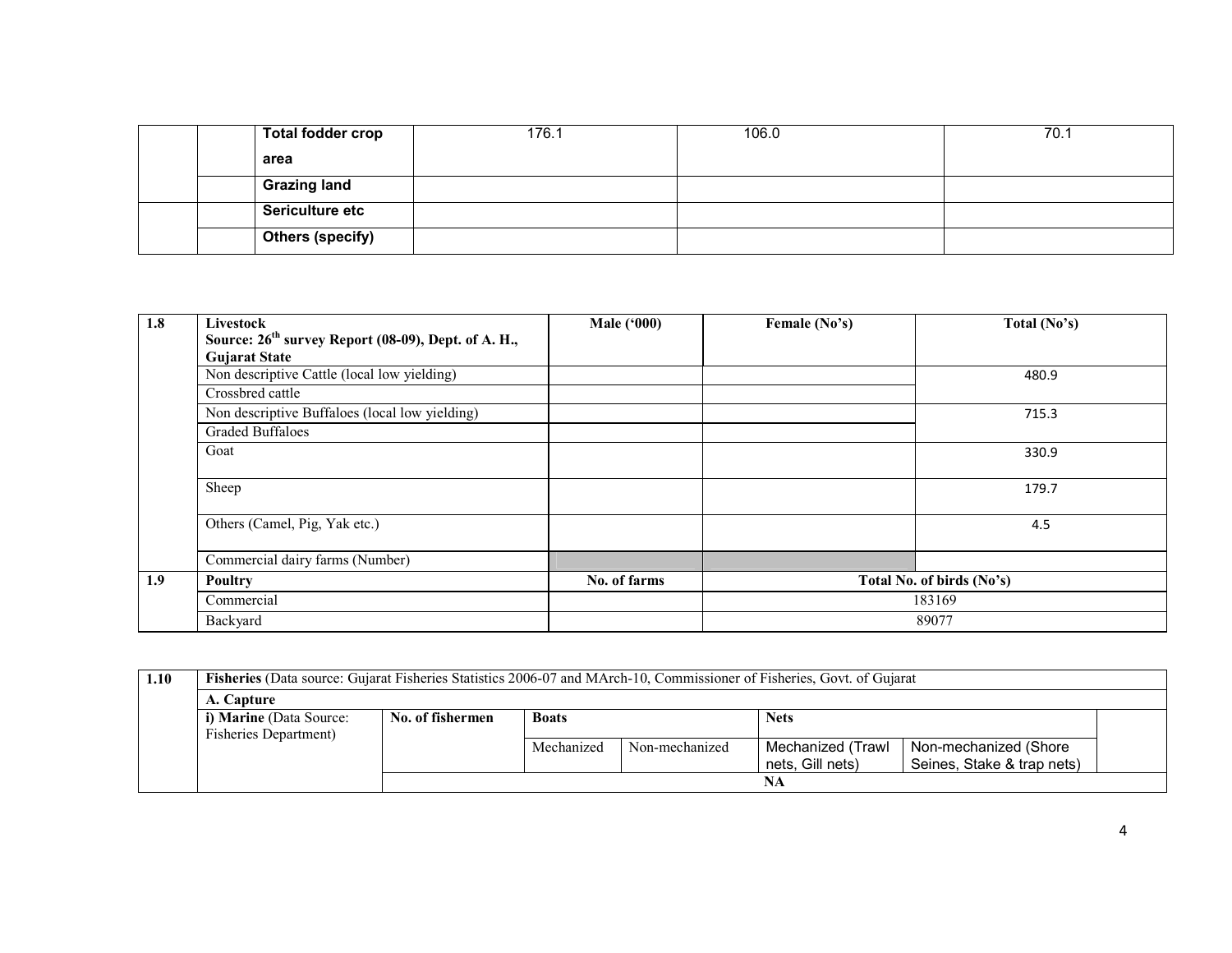| | | | | | |
|---|---|---|---|---|---|
| | | **Total fodder crop area** | 176.1 | 106.0 | 70.1 |
| | | **Grazing land** | | | |
| | | **Sericulture etc** | | | |
| | | **Others (specify)** | | | |

| 1.8 | **Livestock** **Source: 26th survey Report (08-09), Dept. of A. H., Gujarat State** | **Male ('000)** | **Female (No's)** | **Total (No's)** |
|---|---|---|---|---|
| | Non descriptive Cattle (local low yielding) | | | 480.9 |
| | Crossbred cattle | | | |
| | Non descriptive Buffaloes (local low yielding) | | | 715.3 |
| | Graded Buffaloes | | | |
| | Goat | | | 330.9 |
| | Sheep | | | 179.7 |
| | Others (Camel, Pig, Yak etc.) | | | 4.5 |
| | Commercial dairy farms (Number) | | | |
| **1.9** | **Poultry** | **No. of farms** | **Total No. of birds (No's)** | |
| | Commercial | | 183169 | |
| | Backyard | | 89077 | |

| 1.10 | **Fisheries** (Data source: Gujarat Fisheries Statistics 2006-07 and MArch-10, Commissioner of Fisheries, Govt. of Gujarat | | | | | | |
|---|---|---|---|---|---|---|---|
| | **A. Capture** | | | | | | |
| | **i) Marine** (Data Source: Fisheries Department) | **No. of fishermen** | **Boats** | | **Nets** | | |
| | | | Mechanized | Non-mechanized | Mechanized (Trawl nets, Gill nets) | Non-mechanized (Shore Seines, Stake & trap nets) | |
| | | NA | | | | | |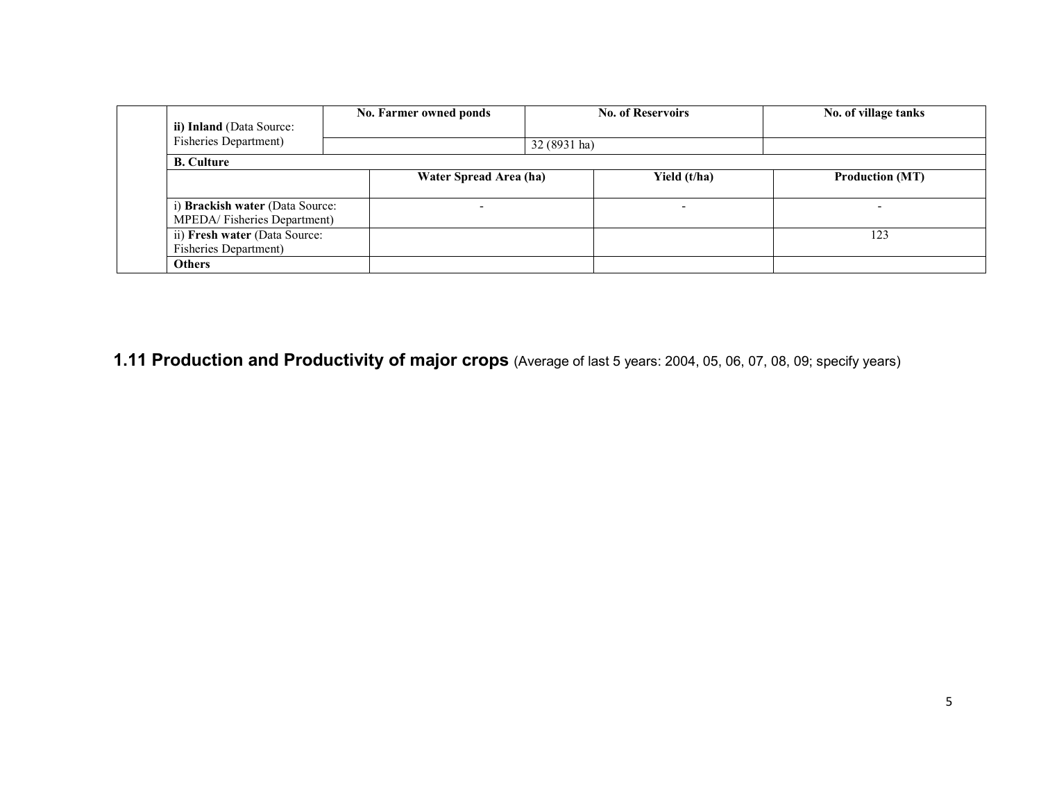| | | | | |
|---|---|---|---|---|
| | ii) **Inland** (Data Source: Fisheries Department) | **No. Farmer owned ponds** | **No. of Reservoirs** | **No. of village tanks** |
| | | | 32 (8931 ha) | |
| | **B. Culture** | | | |
| | | **Water Spread Area (ha)** | **Yield (t/ha)** | **Production (MT)** |
| | i) **Brackish water** (Data Source: MPEDA/ Fisheries Department) | - | - | - |
| | ii) **Fresh water** (Data Source: Fisheries Department) | | | 123 |
| | **Others** | | | |

## 1.11 Production and Productivity of major crops (Average of last 5 years: 2004, 05, 06, 07, 08, 09; specify years)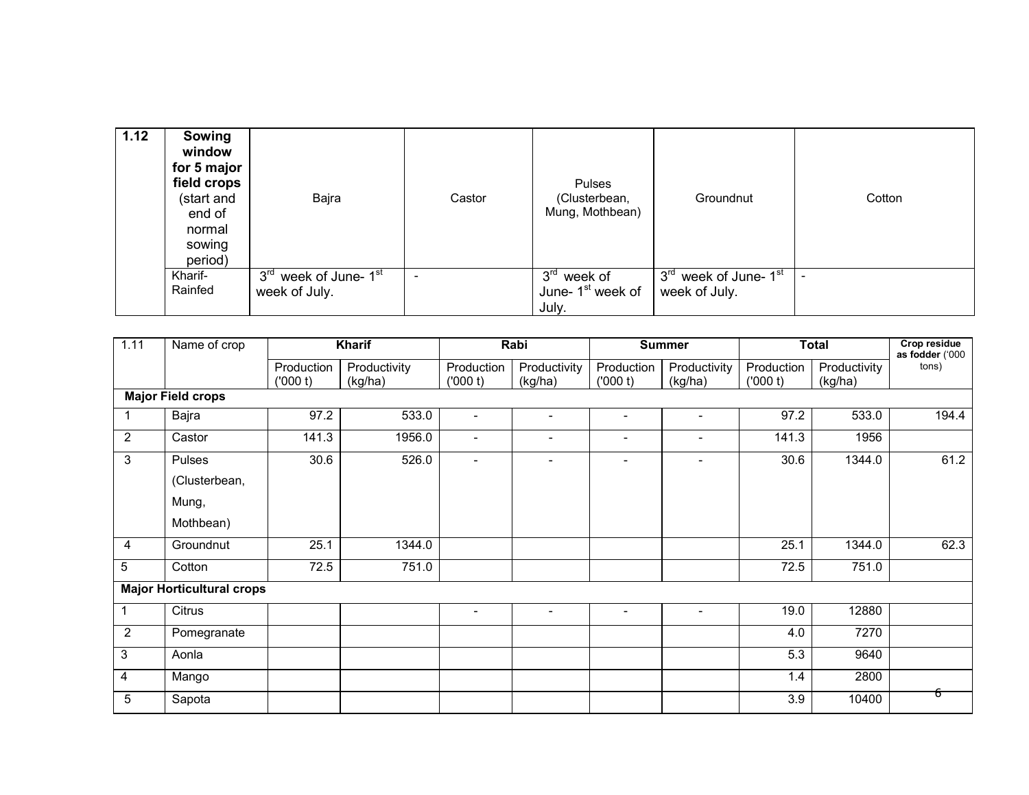| 1.12 | **Sowing window for 5 major field crops** (start and end of normal sowing period) | Bajra | Castor | Pulses (Clusterbean, Mung, Mothbean) | Groundnut | Cotton |
|---|---|---|---|---|---|---|
| | Kharif-Rainfed | 3rd week of June- 1st week of July. | - | 3rd week of June- 1st week of July. | 3rd week of June- 1st week of July. | - |

| 1.11 | Name of crop | **Kharif** | | **Rabi** | | **Summer** | | **Total** | | **Crop residue as fodder** ('000 tons) |
|---|---|---|---|---|---|---|---|---|---|---|
| | | Production ('000 t) | Productivity (kg/ha) | Production ('000 t) | Productivity (kg/ha) | Production ('000 t) | Productivity (kg/ha) | Production ('000 t) | Productivity (kg/ha) | |
| **Major Field crops** | | | | | | | | | | |
| 1 | Bajra | 97.2 | 533.0 | - | - | - | - | 97.2 | 533.0 | 194.4 |
| 2 | Castor | 141.3 | 1956.0 | - | - | - | - | 141.3 | 1956 | |
| 3 | Pulses (Clusterbean, Mung, Mothbean) | 30.6 | 526.0 | - | - | - | - | 30.6 | 1344.0 | 61.2 |
| 4 | Groundnut | 25.1 | 1344.0 | | | | | 25.1 | 1344.0 | 62.3 |
| 5 | Cotton | 72.5 | 751.0 | | | | | 72.5 | 751.0 | |
| **Major Horticultural crops** | | | | | | | | | | |
| 1 | Citrus | | | - | - | - | - | 19.0 | 12880 | |
| 2 | Pomegranate | | | | | | | 4.0 | 7270 | |
| 3 | Aonla | | | | | | | 5.3 | 9640 | |
| 4 | Mango | | | | | | | 1.4 | 2800 | |
| 5 | Sapota | | | | | | | 3.9 | 10400 | |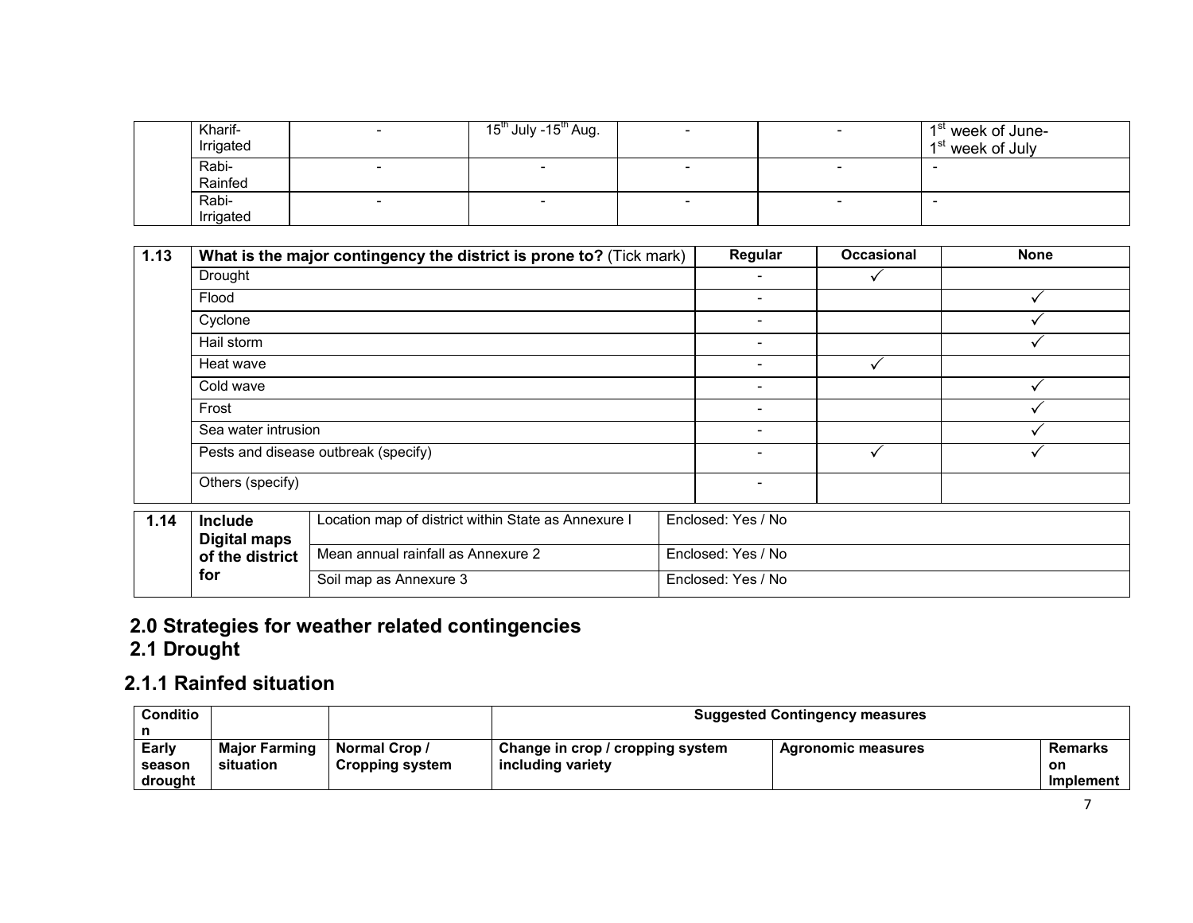| | | | | | | |
|---|---|---|---|---|---|---|
| | Kharif-Irrigated | - | 15[th] July -15[th] Aug. | - | - | 1[st] week of June-1[st] week of July |
| | Rabi-Rainfed | - | - | - | - | - |
| | Rabi-Irrigated | - | - | - | - | - |

| 1.13 | What is the major contingency the district is prone to? (Tick mark) | Regular | Occasional | None |
|---|---|---|---|---|
| | Drought | - | ✓ | |
| | Flood | - | | ✓ |
| | Cyclone | - | | ✓ |
| | Hail storm | - | | ✓ |
| | Heat wave | - | ✓ | |
| | Cold wave | - | | ✓ |
| | Frost | - | | ✓ |
| | Sea water intrusion | - | | ✓ |
| | Pests and disease outbreak (specify) | - | ✓ | ✓ |
| | Others (specify) | - | | |

| 1.14 | Include Digital maps of the district for | Location map of district within State as Annexure I | Enclosed: Yes / No |
|---|---|---|---|
| | | Mean annual rainfall as Annexure 2 | Enclosed: Yes / No |
| | | Soil map as Annexure 3 | Enclosed: Yes / No |

# 2.0 Strategies for weather related contingencies

## 2.1 Drought

### 2.1.1 Rainfed situation

| Condition | | | Suggested Contingency measures | | |
|---|---|---|---|---|---|
| Early season drought | Major Farming situation | Normal Crop / Cropping system | Change in crop / cropping system including variety | Agronomic measures | Remarks on Implement |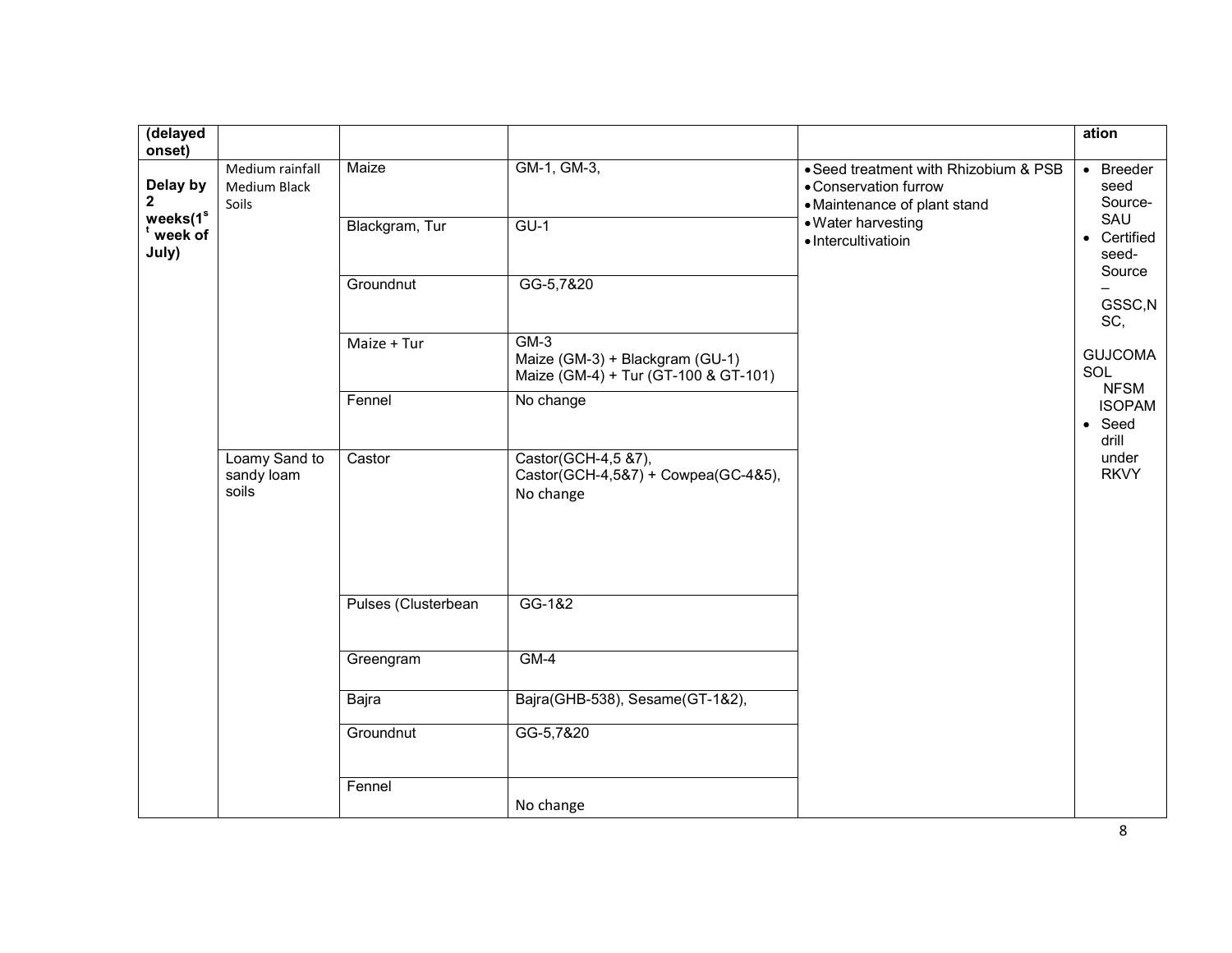| (delayed onset) | | | | | ation |
|---|---|---|---|---|---|
| **Delay by 2 weeks(1st week of July)** | Medium rainfall Medium Black Soils | Maize | GM-1, GM-3, | • Seed treatment with Rhizobium & PSB<br>• Conservation furrow<br>• Maintenance of plant stand<br>• Water harvesting<br>• Intercultivatioin | • Breeder seed Source-SAU<br>• Certified seed-Source – GSSC,NSC,<br><br>GUJCOMASOL<br>NFSM<br>ISOPAM<br>• Seed drill under RKVY |
| | | Blackgram, Tur | GU-1 | | |
| | | Groundnut | GG-5,7&20 | | |
| | | Maize + Tur | GM-3<br>Maize (GM-3) + Blackgram (GU-1)<br>Maize (GM-4) + Tur (GT-100 & GT-101) | | |
| | | Fennel | No change | | |
| | Loamy Sand to sandy loam soils | Castor | Castor(GCH-4,5 &7),<br>Castor(GCH-4,5&7) + Cowpea(GC-4&5),<br>No change | | |
| | | Pulses (Clusterbean | GG-1&2 | | |
| | | Greengram | GM-4 | | |
| | | Bajra | Bajra(GHB-538), Sesame(GT-1&2), | | |
| | | Groundnut | GG-5,7&20 | | |
| | | Fennel | No change | | |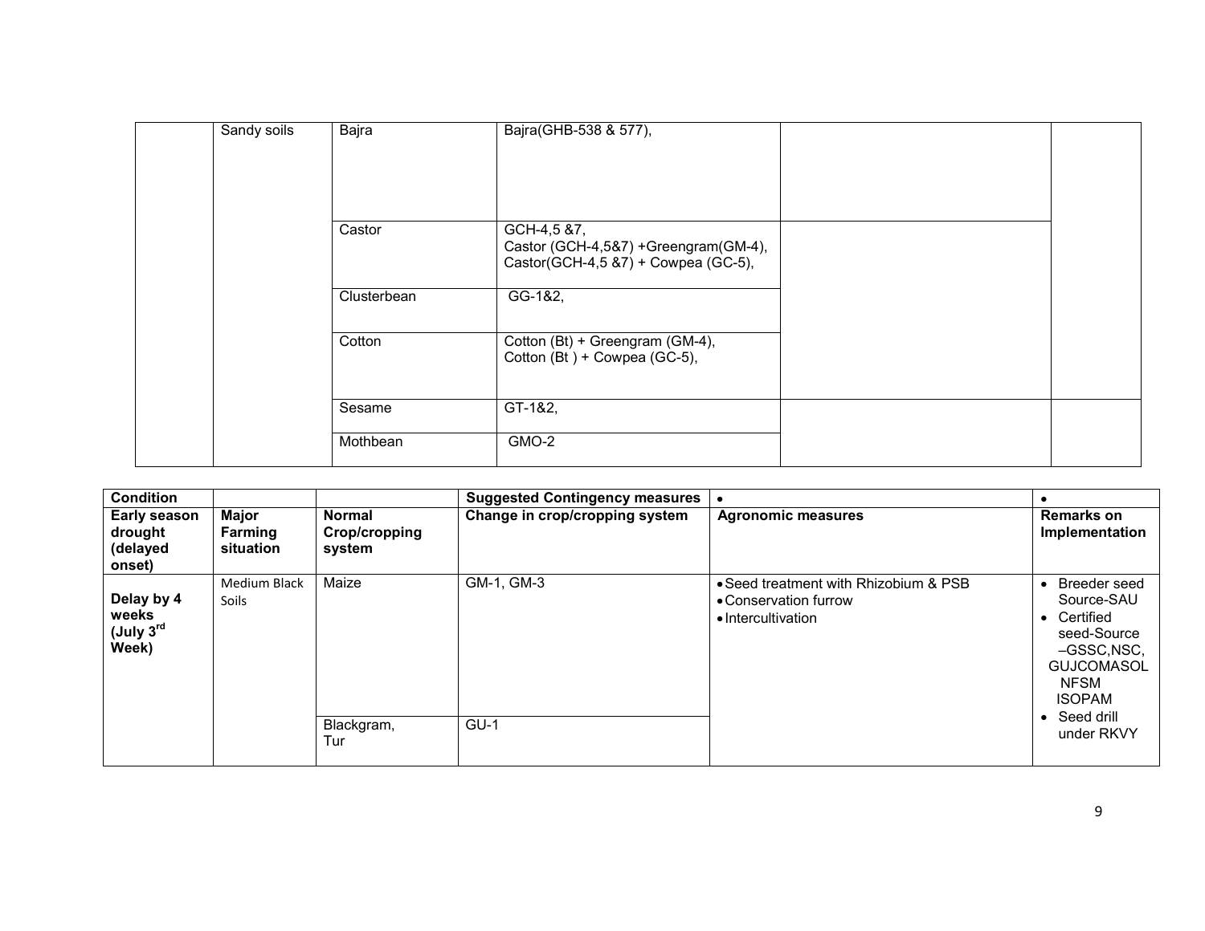|  | Sandy soils | Bajra | Bajra(GHB-538 & 577), |  |  |
|---|---|---|---|---|---|
|  |  | Castor | GCH-4,5 &7,<br>Castor (GCH-4,5&7) +Greengram(GM-4),<br>Castor(GCH-4,5 &7) + Cowpea (GC-5), |  |  |
|  |  | Clusterbean | GG-1&2, |  |  |
|  |  | Cotton | Cotton (Bt) + Greengram (GM-4),<br>Cotton (Bt ) + Cowpea (GC-5), |  |  |
|  |  | Sesame | GT-1&2, |  |  |
|  |  | Mothbean | GMO-2 |  |  |

| **Condition** |  |  | **Suggested Contingency measures** | • | • |
|---|---|---|---|---|---|
| **Early season drought (delayed onset)** | **Major Farming situation** | **Normal Crop/cropping system** | **Change in crop/cropping system** | **Agronomic measures** | **Remarks on Implementation** |
| **Delay by 4 weeks (July 3rd Week)** | Medium Black Soils | Maize | GM-1, GM-3 | • Seed treatment with Rhizobium & PSB<br>• Conservation furrow<br>• Intercultivation | • Breeder seed Source-SAU<br>• Certified seed-Source –GSSC,NSC, GUJCOMASOL NFSM ISOPAM<br>• Seed drill under RKVY |
|  |  | Blackgram, Tur | GU-1 |  |  |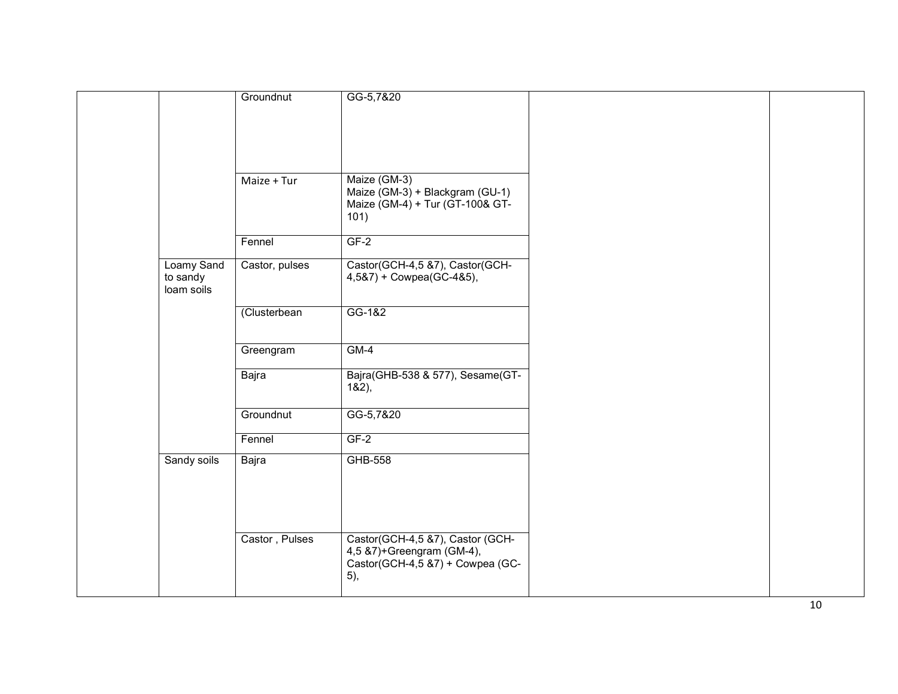| | | | | | |
|---|---|---|---|---|---|
| | | Groundnut | GG-5,7&20 | | |
| | | Maize + Tur | Maize (GM-3)<br>Maize (GM-3) + Blackgram (GU-1)<br>Maize (GM-4) + Tur (GT-100& GT-101) | | |
| | | Fennel | GF-2 | | |
| | Loamy Sand to sandy loam soils | Castor, pulses | Castor(GCH-4,5 &7), Castor(GCH-4,5&7) + Cowpea(GC-4&5), | | |
| | | (Clusterbean | GG-1&2 | | |
| | | Greengram | GM-4 | | |
| | | Bajra | Bajra(GHB-538 & 577), Sesame(GT-1&2), | | |
| | | Groundnut | GG-5,7&20 | | |
| | | Fennel | GF-2 | | |
| | Sandy soils | Bajra | GHB-558 | | |
| | | Castor , Pulses | Castor(GCH-4,5 &7), Castor (GCH-4,5 &7)+Greengram (GM-4), Castor(GCH-4,5 &7) + Cowpea (GC-5), | | |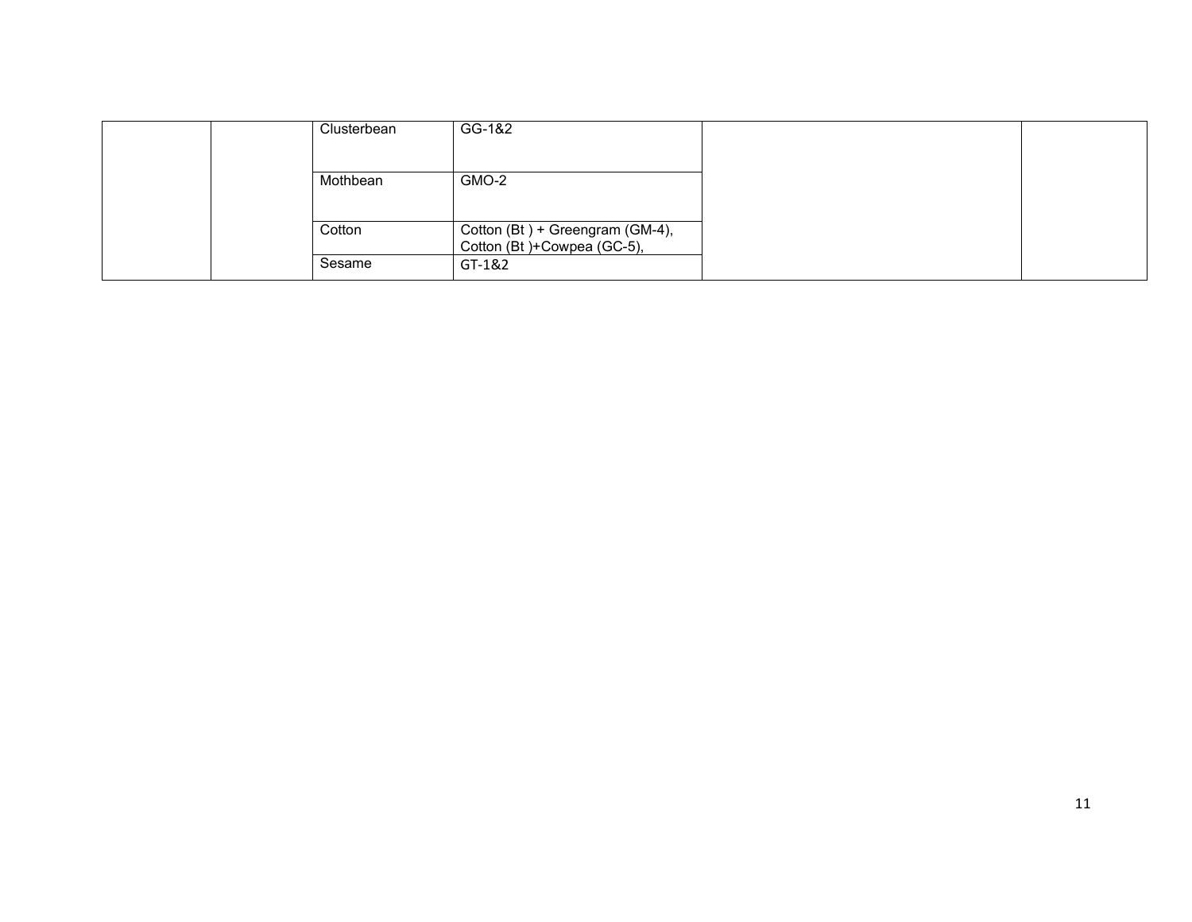| | | | | | |
|---|---|---|---|---|---|
| | | Clusterbean | GG-1&2 | | |
| | | Mothbean | GMO-2 | | |
| | | Cotton | Cotton (Bt ) + Greengram (GM-4), Cotton (Bt )+Cowpea (GC-5), | | |
| | | Sesame | GT-1&2 | | |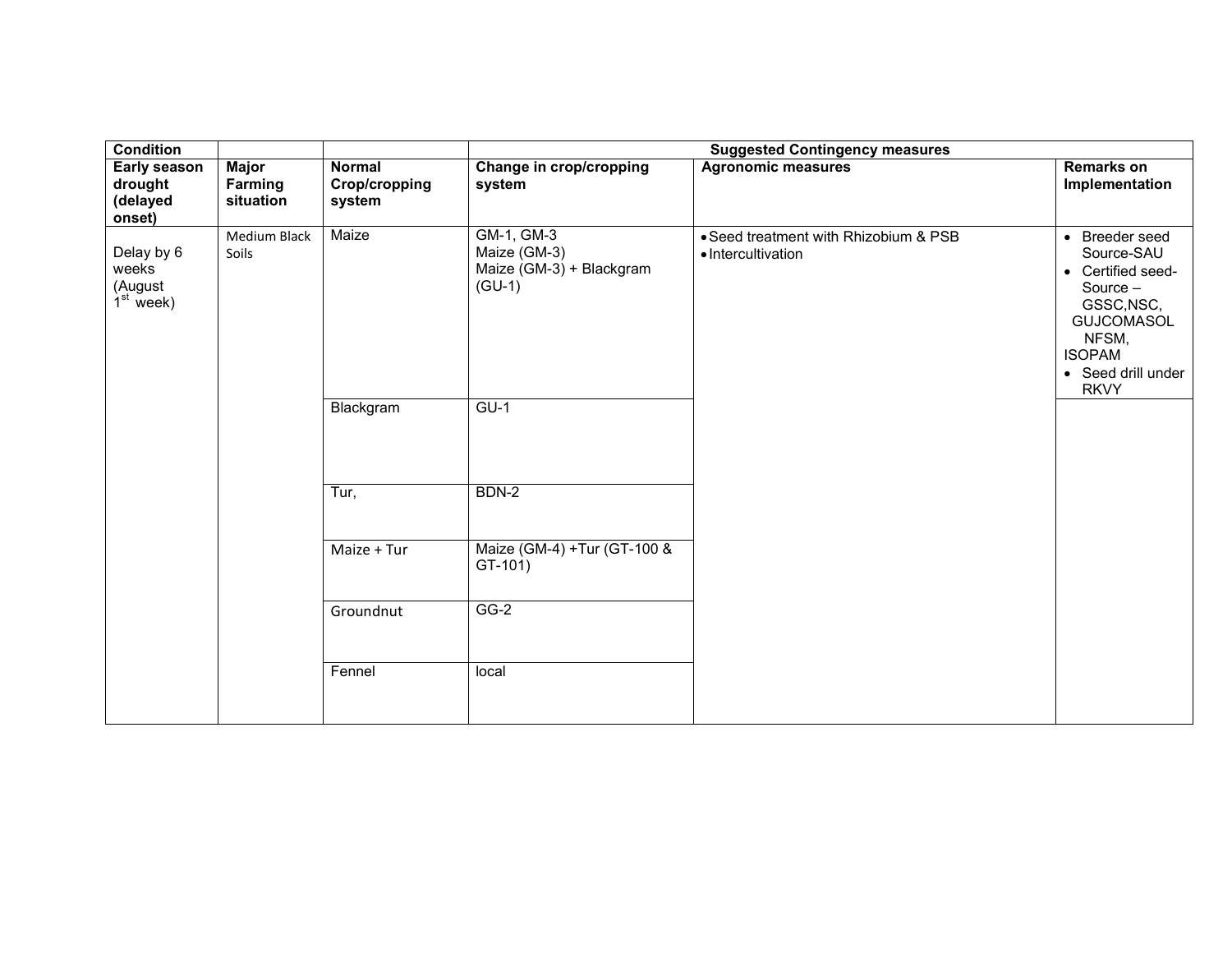| Condition | | | Suggested Contingency measures | | |
|---|---|---|---|---|---|
| Early season drought (delayed onset) | Major Farming situation | Normal Crop/cropping system | Change in crop/cropping system | Agronomic measures | Remarks on Implementation |
| Delay by 6 weeks (August 1st week) | Medium Black Soils | Maize | GM-1, GM-3<br>Maize (GM-3)<br>Maize (GM-3) + Blackgram (GU-1) | • Seed treatment with Rhizobium & PSB<br>• Intercultivation | • Breeder seed Source-SAU<br>• Certified seed- Source – GSSC,NSC, GUJCOMASOL NFSM, ISOPAM<br>• Seed drill under RKVY |
| | | Blackgram | GU-1 | | |
| | | Tur, | BDN-2 | | |
| | | Maize + Tur | Maize (GM-4) +Tur (GT-100 & GT-101) | | |
| | | Groundnut | GG-2 | | |
| | | Fennel | local | | |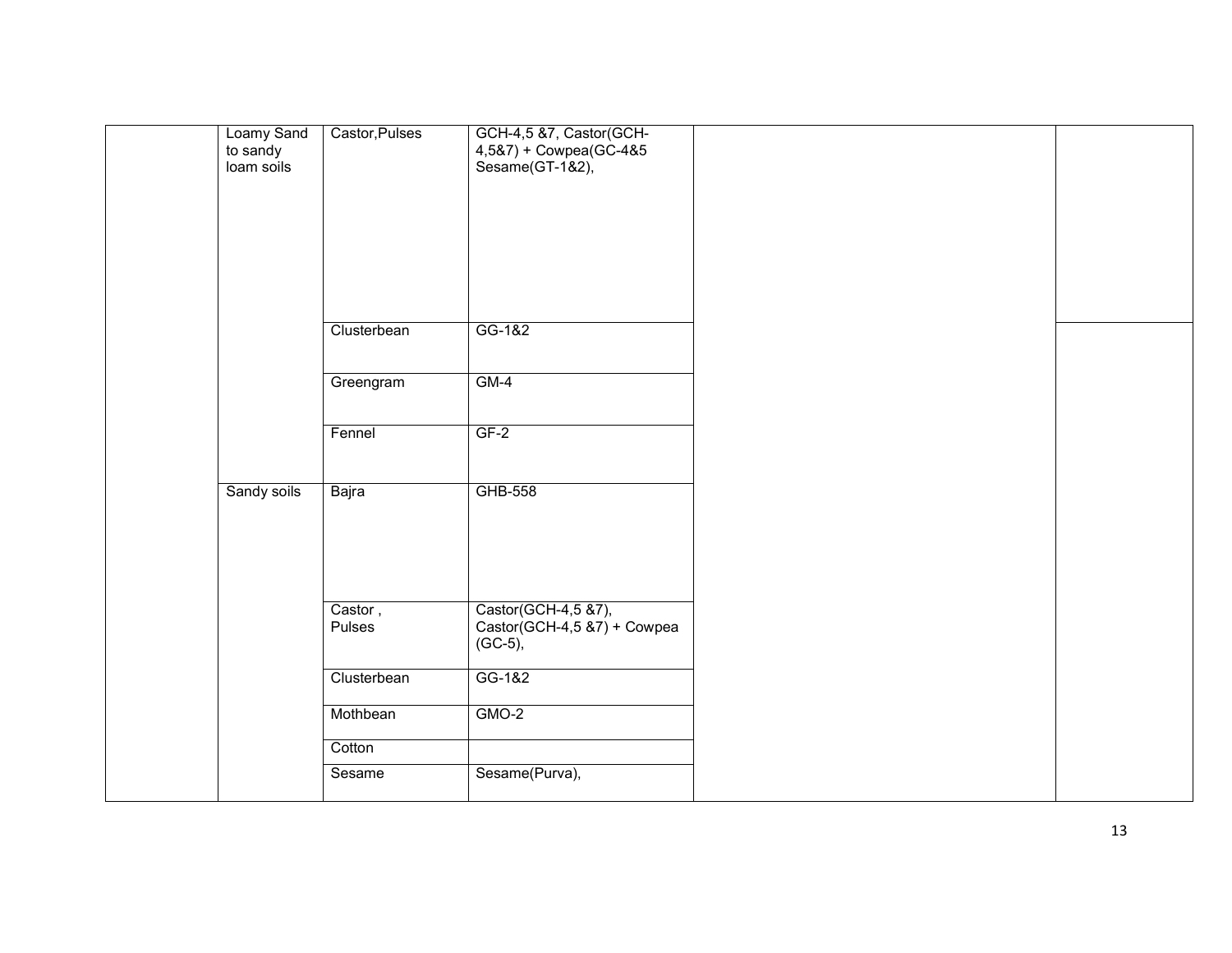| | | | | | |
|---|---|---|---|---|---|
| | Loamy Sand to sandy loam soils | Castor,Pulses | GCH-4,5 &7, Castor(GCH-4,5&7) + Cowpea(GC-4&5 Sesame(GT-1&2), | | |
| | | Clusterbean | GG-1&2 | | |
| | | Greengram | GM-4 | | |
| | | Fennel | GF-2 | | |
| | Sandy soils | Bajra | GHB-558 | | |
| | | Castor , Pulses | Castor(GCH-4,5 &7), Castor(GCH-4,5 &7) + Cowpea (GC-5), | | |
| | | Clusterbean | GG-1&2 | | |
| | | Mothbean | GMO-2 | | |
| | | Cotton | | | |
| | | Sesame | Sesame(Purva), | | |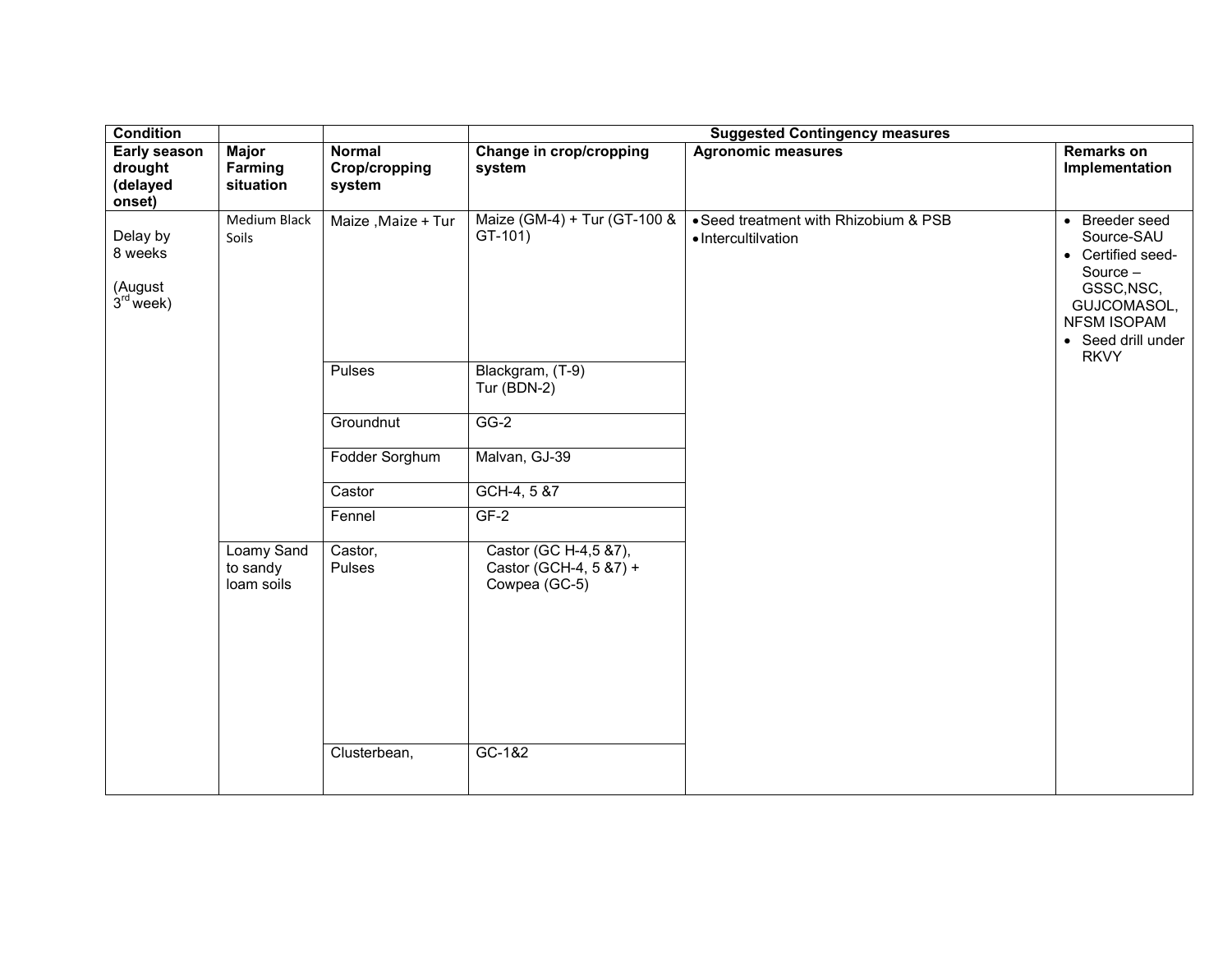| Condition | | | Suggested Contingency measures | | |
|---|---|---|---|---|---|
| Early season drought (delayed onset) | Major Farming situation | Normal Crop/cropping system | Change in crop/cropping system | Agronomic measures | Remarks on Implementation |
| Delay by 8 weeks (August 3rd week) | Medium Black Soils | Maize ,Maize + Tur | Maize (GM-4) + Tur (GT-100 & GT-101) | • Seed treatment with Rhizobium & PSB<br>• Intercultilvation | • Breeder seed Source-SAU<br>• Certified seed-Source – GSSC,NSC, GUJCOMASOL, NFSM ISOPAM<br>• Seed drill under RKVY |
| | | Pulses | Blackgram, (T-9)<br>Tur (BDN-2) | | |
| | | Groundnut | GG-2 | | |
| | | Fodder Sorghum | Malvan, GJ-39 | | |
| | | Castor | GCH-4, 5 &7 | | |
| | | Fennel | GF-2 | | |
| | Loamy Sand to sandy loam soils | Castor,<br>Pulses | Castor (GC H-4,5 &7),<br>Castor (GCH-4, 5 &7) + Cowpea (GC-5) | | |
| | | Clusterbean, | GC-1&2 | | |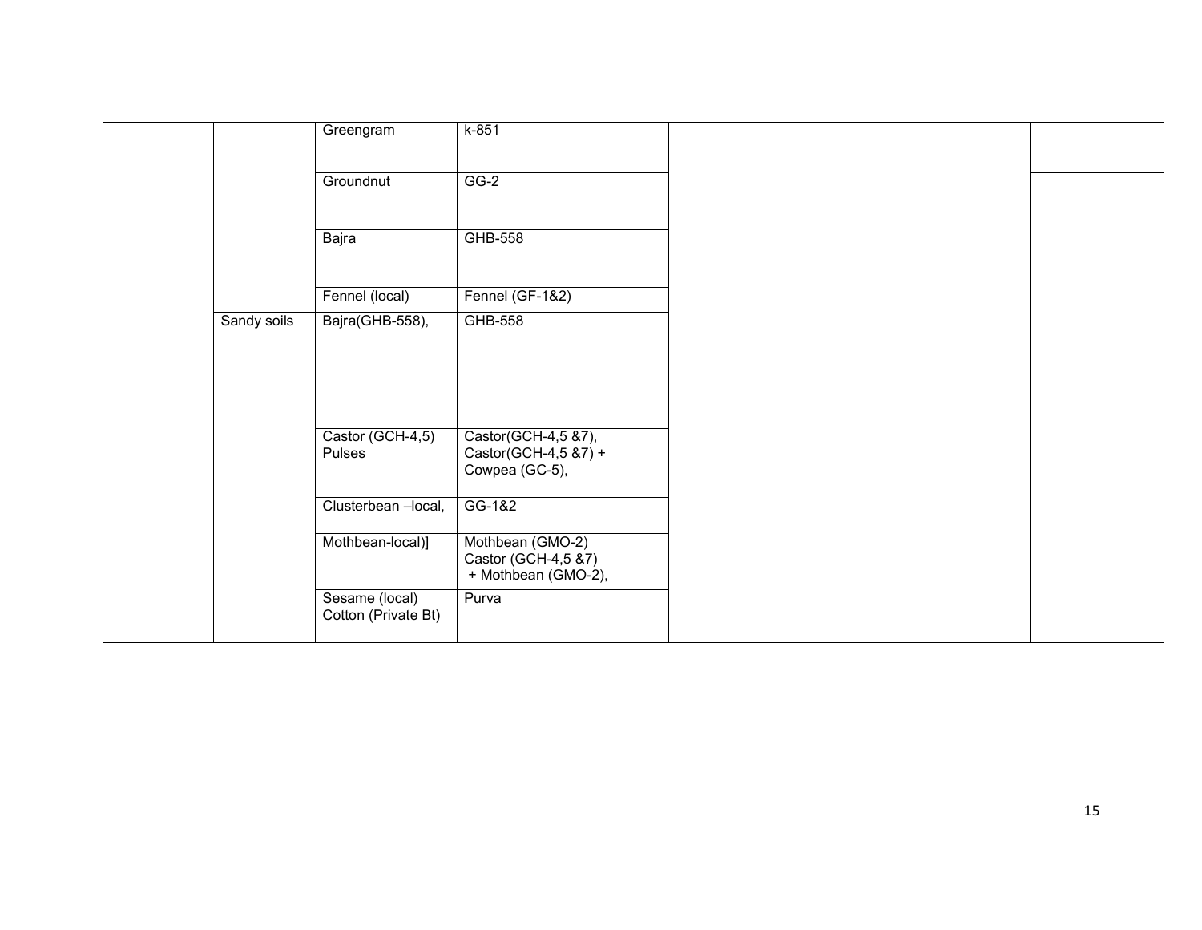| | | | | | |
|---|---|---|---|---|---|
| | | Greengram | k-851 | | |
| | | Groundnut | GG-2 | | |
| | | Bajra | GHB-558 | | |
| | | Fennel (local) | Fennel (GF-1&2) | | |
| | Sandy soils | Bajra(GHB-558), | GHB-558 | | |
| | | Castor (GCH-4,5) Pulses | Castor(GCH-4,5 &7), Castor(GCH-4,5 &7) + Cowpea (GC-5), | | |
| | | Clusterbean –local, | GG-1&2 | | |
| | | Mothbean-local)] | Mothbean (GMO-2) Castor (GCH-4,5 &7) + Mothbean (GMO-2), | | |
| | | Sesame (local) Cotton (Private Bt) | Purva | | |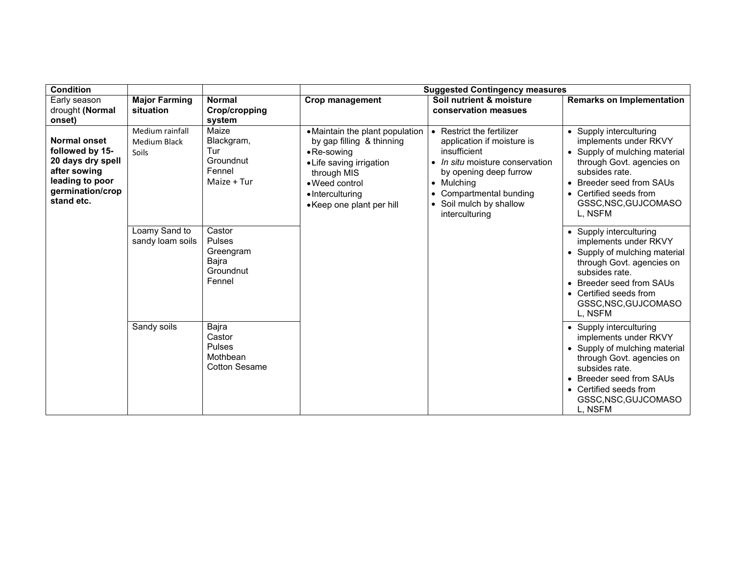| Condition | | | Suggested Contingency measures | | |
|---|---|---|---|---|---|
| Early season drought **(Normal onset)** | **Major Farming situation** | **Normal Crop/cropping system** | **Crop management** | **Soil nutrient & moisture conservation measues** | **Remarks on Implementation** |
| **Normal onset followed by 15-20 days dry spell after sowing leading to poor germination/crop stand etc.** | Medium rainfall Medium Black Soils | Maize<br>Blackgram,<br>Tur<br>Groundnut<br>Fennel<br>Maize + Tur | • Maintain the plant population by gap filling & thinning<br>• Re-sowing<br>• Life saving irrigation through MIS<br>• Weed control<br>• Interculturing<br>• Keep one plant per hill | • Restrict the fertilizer application if moisture is insufficient<br>• *In situ* moisture conservation by opening deep furrow<br>• Mulching<br>• Compartmental bunding<br>• Soil mulch by shallow interculturing | • Supply interculturing implements under RKVY<br>• Supply of mulching material through Govt. agencies on subsides rate.<br>• Breeder seed from SAUs<br>• Certified seeds from GSSC,NSC,GUJCOMASOL, NSFM |
| | Loamy Sand to sandy loam soils | Castor<br>Pulses<br>Greengram<br>Bajra<br>Groundnut<br>Fennel | | | • Supply interculturing implements under RKVY<br>• Supply of mulching material through Govt. agencies on subsides rate.<br>• Breeder seed from SAUs<br>• Certified seeds from GSSC,NSC,GUJCOMASOL, NSFM |
| | Sandy soils | Bajra<br>Castor<br>Pulses<br>Mothbean<br>Cotton Sesame | | | • Supply interculturing implements under RKVY<br>• Supply of mulching material through Govt. agencies on subsides rate.<br>• Breeder seed from SAUs<br>• Certified seeds from GSSC,NSC,GUJCOMASOL, NSFM |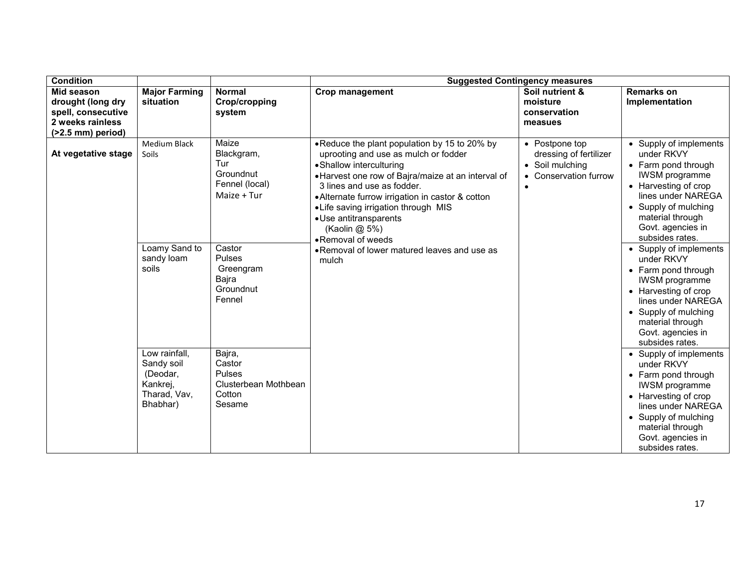| Condition | | | Suggested Contingency measures | | |
|---|---|---|---|---|---|
| Mid season drought (long dry spell, consecutive 2 weeks rainless (>2.5 mm) period) | Major Farming situation | Normal Crop/cropping system | Crop management | Soil nutrient & moisture conservation measues | Remarks on Implementation |
| At vegetative stage | Medium Black Soils | Maize<br>Blackgram,<br>Tur<br>Groundnut<br>Fennel (local)<br>Maize + Tur | • Reduce the plant population by 15 to 20% by uprooting and use as mulch or fodder<br>• Shallow interculturing<br>• Harvest one row of Bajra/maize at an interval of 3 lines and use as fodder.<br>• Alternate furrow irrigation in castor & cotton<br>• Life saving irrigation through MIS<br>• Use antitransparents (Kaolin @ 5%)<br>• Removal of weeds<br>• Removal of lower matured leaves and use as mulch | • Postpone top dressing of fertilizer<br>• Soil mulching<br>• Conservation furrow<br>• | • Supply of implements under RKVY<br>• Farm pond through IWSM programme<br>• Harvesting of crop lines under NAREGA<br>• Supply of mulching material through Govt. agencies in subsides rates. |
| | Loamy Sand to sandy loam soils | Castor<br>Pulses<br>Greengram<br>Bajra<br>Groundnut<br>Fennel | | | • Supply of implements under RKVY<br>• Farm pond through IWSM programme<br>• Harvesting of crop lines under NAREGA<br>• Supply of mulching material through Govt. agencies in subsides rates. |
| | Low rainfall, Sandy soil (Deodar, Kankrej, Tharad, Vav, Bhabhar) | Bajra,<br>Castor<br>Pulses<br>Clusterbean Mothbean<br>Cotton<br>Sesame | | | • Supply of implements under RKVY<br>• Farm pond through IWSM programme<br>• Harvesting of crop lines under NAREGA<br>• Supply of mulching material through Govt. agencies in subsides rates. |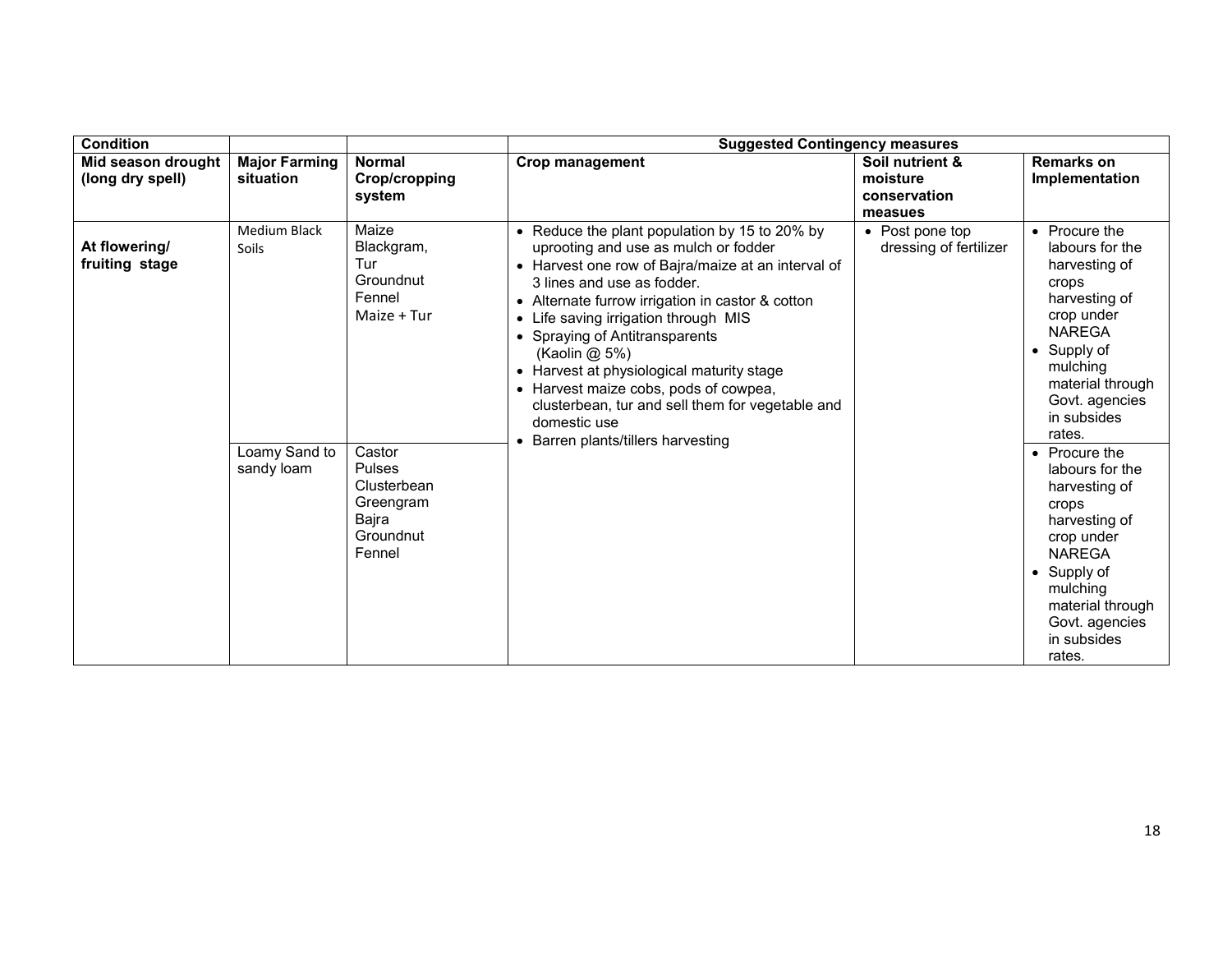| Condition | | | Suggested Contingency measures | | |
|---|---|---|---|---|---|
| **Mid season drought (long dry spell)** | **Major Farming situation** | **Normal Crop/cropping system** | **Crop management** | **Soil nutrient & moisture conservation measues** | **Remarks on Implementation** |
| **At flowering/ fruiting stage** | Medium Black Soils | Maize<br>Blackgram,<br>Tur<br>Groundnut<br>Fennel<br>Maize + Tur | • Reduce the plant population by 15 to 20% by uprooting and use as mulch or fodder<br>• Harvest one row of Bajra/maize at an interval of 3 lines and use as fodder.<br>• Alternate furrow irrigation in castor & cotton<br>• Life saving irrigation through MIS<br>• Spraying of Antitransparents (Kaolin @ 5%)<br>• Harvest at physiological maturity stage<br>• Harvest maize cobs, pods of cowpea, clusterbean, tur and sell them for vegetable and domestic use<br>• Barren plants/tillers harvesting | • Post pone top dressing of fertilizer | • Procure the labours for the harvesting of crops harvesting of crop under NAREGA<br>• Supply of mulching material through Govt. agencies in subsides rates. |
| | Loamy Sand to sandy loam | Castor<br>Pulses<br>Clusterbean<br>Greengram<br>Bajra<br>Groundnut<br>Fennel | | | • Procure the labours for the harvesting of crops harvesting of crop under NAREGA<br>• Supply of mulching material through Govt. agencies in subsides rates. |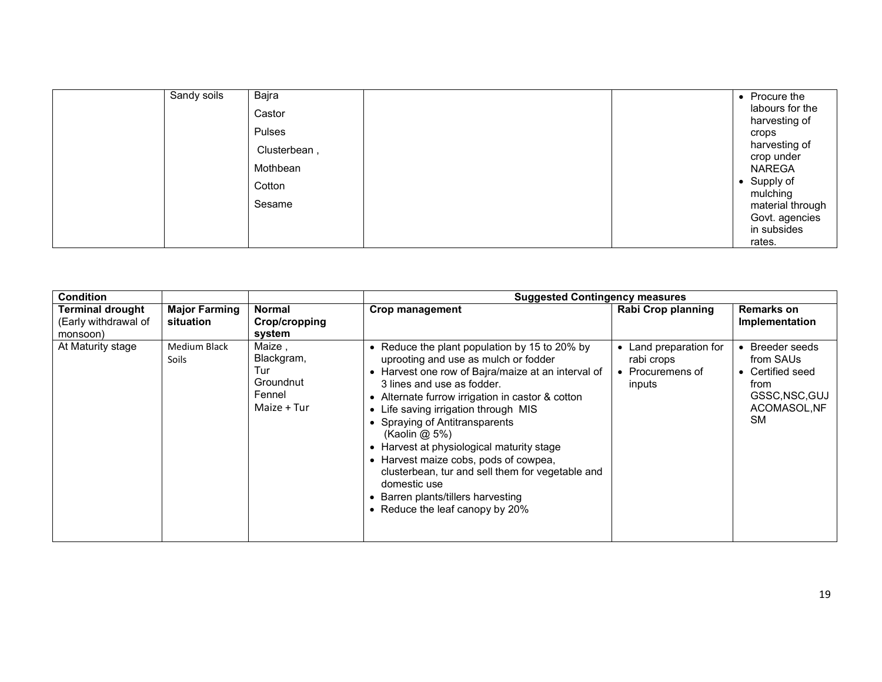|  | Sandy soils | Bajra<br>Castor<br>Pulses<br>Clusterbean ,<br>Mothbean<br>Cotton<br>Sesame |  |  | • Procure the labours for the harvesting of crops harvesting of crop under NAREGA<br>• Supply of mulching material through Govt. agencies in subsides rates. |
|---|---|---|---|---|---|

| **Condition** | | | **Suggested Contingency measures** | | |
|---|---|---|---|---|---|
| **Terminal drought** (Early withdrawal of monsoon) | **Major Farming situation** | **Normal Crop/cropping system** | **Crop management** | **Rabi Crop planning** | **Remarks on Implementation** |
| At Maturity stage | Medium Black Soils | Maize ,<br>Blackgram,<br>Tur<br>Groundnut<br>Fennel<br>Maize + Tur | • Reduce the plant population by 15 to 20% by uprooting and use as mulch or fodder<br>• Harvest one row of Bajra/maize at an interval of 3 lines and use as fodder.<br>• Alternate furrow irrigation in castor & cotton<br>• Life saving irrigation through MIS<br>• Spraying of Antitransparents (Kaolin @ 5%)<br>• Harvest at physiological maturity stage<br>• Harvest maize cobs, pods of cowpea, clusterbean, tur and sell them for vegetable and domestic use<br>• Barren plants/tillers harvesting<br>• Reduce the leaf canopy by 20% | • Land preparation for rabi crops<br>• Procuremens of inputs | • Breeder seeds from SAUs<br>• Certified seed from GSSC,NSC,GUJACOMASOL,NFSM |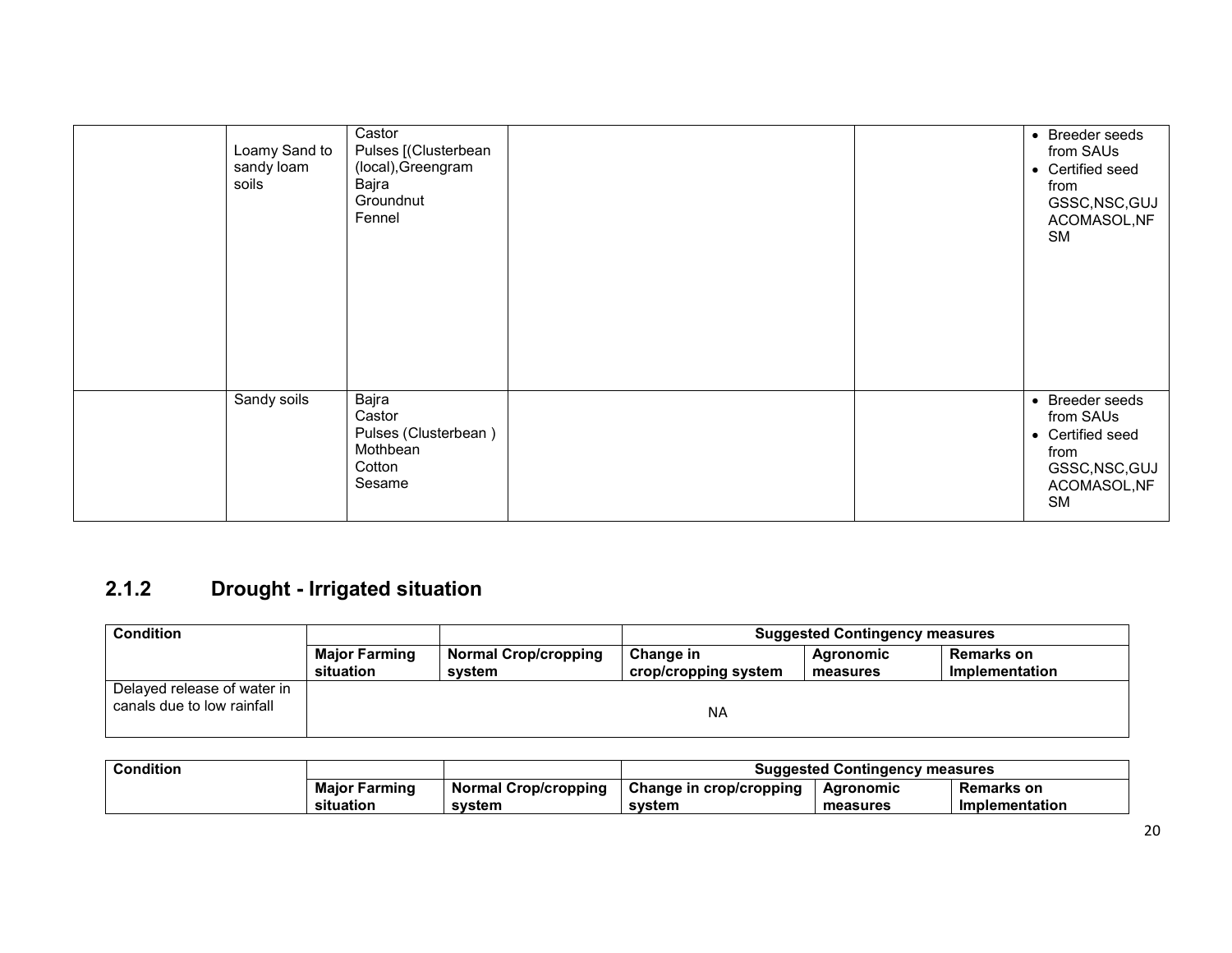| | | | | | |
|---|---|---|---|---|---|
| | Loamy Sand to sandy loam soils | Castor<br>Pulses [(Clusterbean (local),Greengram<br>Bajra<br>Groundnut<br>Fennel | | | • Breeder seeds from SAUs<br>• Certified seed from GSSC,NSC,GUJACOMASOL,NFSM |
| | Sandy soils | Bajra<br>Castor<br>Pulses (Clusterbean )<br>Mothbean<br>Cotton<br>Sesame | | | • Breeder seeds from SAUs<br>• Certified seed from GSSC,NSC,GUJACOMASOL,NFSM |

## 2.1.2 Drought - Irrigated situation

| Condition | | | Suggested Contingency measures | | |
|---|---|---|---|---|---|
| | Major Farming situation | Normal Crop/cropping system | Change in crop/cropping system | Agronomic measures | Remarks on Implementation |
| Delayed release of water in canals due to low rainfall | NA | | | | |

| Condition | | | Suggested Contingency measures | | |
|---|---|---|---|---|---|
| | Major Farming situation | Normal Crop/cropping system | Change in crop/cropping system | Agronomic measures | Remarks on Implementation |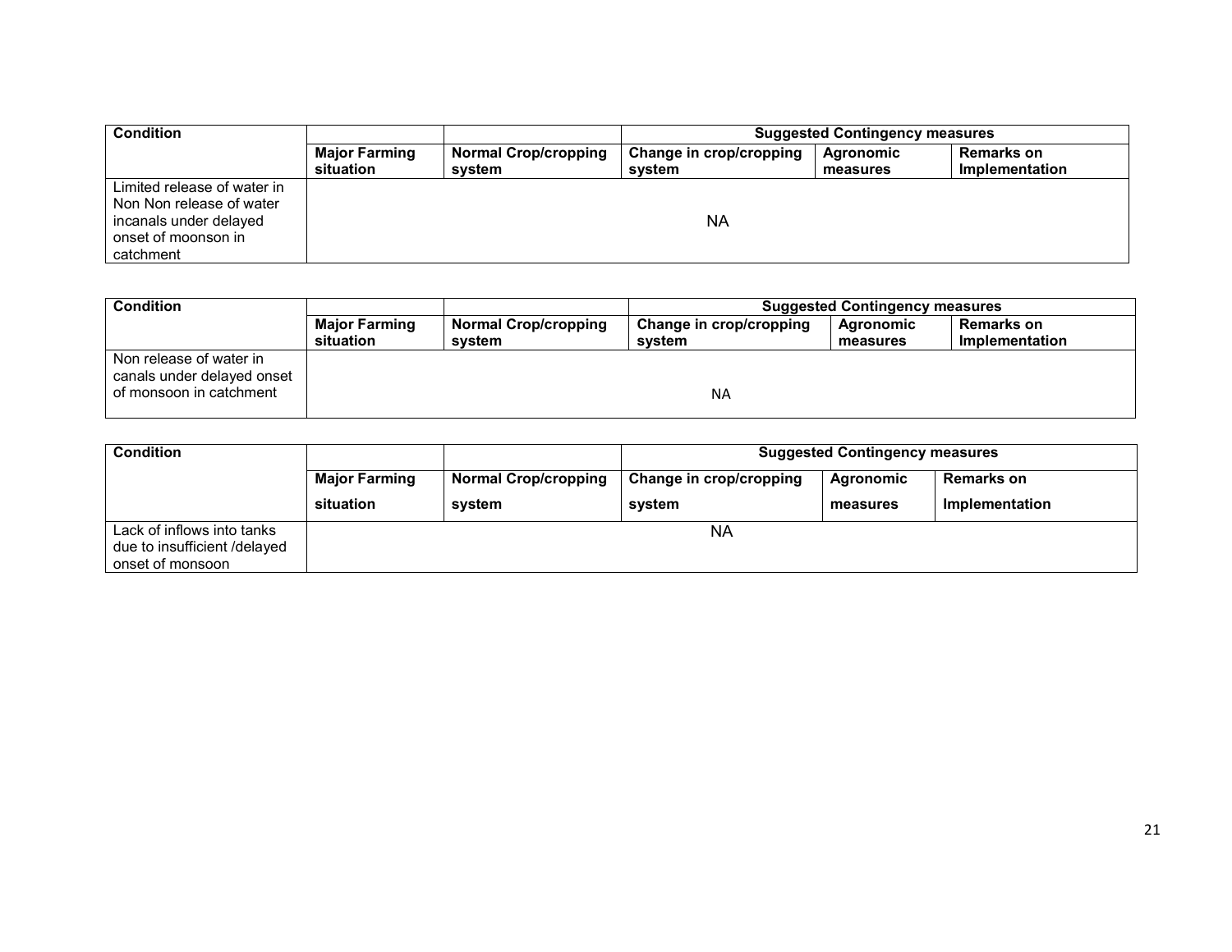| Condition | | | Suggested Contingency measures | | |
|---|---|---|---|---|---|
| | Major Farming situation | Normal Crop/cropping system | Change in crop/cropping system | Agronomic measures | Remarks on Implementation |
| Limited release of water in Non Non release of water incanals under delayed onset of moonson in catchment | | | NA | | |

| Condition | | | Suggested Contingency measures | | |
|---|---|---|---|---|---|
| | Major Farming situation | Normal Crop/cropping system | Change in crop/cropping system | Agronomic measures | Remarks on Implementation |
| Non release of water in canals under delayed onset of monsoon in catchment | | | NA | | |

| Condition | | | Suggested Contingency measures | | |
|---|---|---|---|---|---|
| | Major Farming situation | Normal Crop/cropping system | Change in crop/cropping system | Agronomic measures | Remarks on Implementation |
| Lack of inflows into tanks due to insufficient /delayed onset of monsoon | | | NA | | |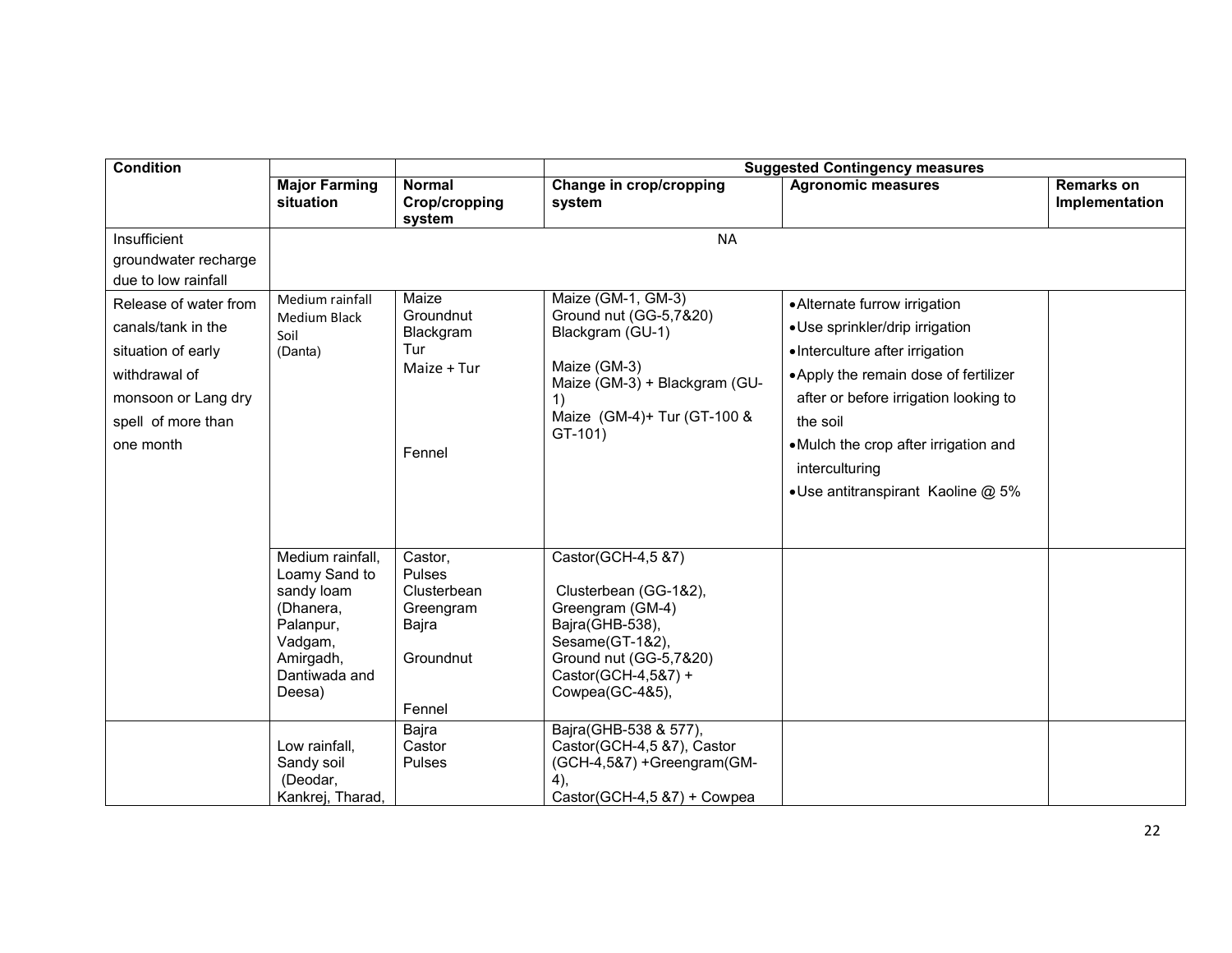| Condition | | | Suggested Contingency measures | | |
|---|---|---|---|---|---|
| | **Major Farming situation** | **Normal Crop/cropping system** | **Change in crop/cropping system** | **Agronomic measures** | **Remarks on Implementation** |
| Insufficient groundwater recharge due to low rainfall | NA | | | | |
| Release of water from canals/tank in the situation of early withdrawal of monsoon or Lang dry spell of more than one month | Medium rainfall Medium Black Soil (Danta) | Maize<br>Groundnut<br>Blackgram<br>Tur<br>Maize + Tur<br><br>Fennel | Maize (GM-1, GM-3)<br>Ground nut (GG-5,7&20)<br>Blackgram (GU-1)<br><br>Maize (GM-3)<br>Maize (GM-3) + Blackgram (GU-1)<br>Maize (GM-4)+ Tur (GT-100 & GT-101) | • Alternate furrow irrigation<br>• Use sprinkler/drip irrigation<br>• Interculture after irrigation<br>• Apply the remain dose of fertilizer after or before irrigation looking to the soil<br>• Mulch the crop after irrigation and interculturing<br>• Use antitranspirant Kaoline @ 5% | |
| | Medium rainfall, Loamy Sand to sandy loam (Dhanera, Palanpur, Vadgam, Amirgadh, Dantiwada and Deesa) | Castor,<br>Pulses<br>Clusterbean<br>Greengram<br>Bajra<br><br>Groundnut<br><br>Fennel | Castor(GCH-4,5 &7)<br><br>Clusterbean (GG-1&2),<br>Greengram (GM-4)<br>Bajra(GHB-538),<br>Sesame(GT-1&2),<br>Ground nut (GG-5,7&20)<br>Castor(GCH-4,5&7) + Cowpea(GC-4&5), | | |
| | Low rainfall, Sandy soil (Deodar, Kankrej, Tharad, | Bajra<br>Castor<br>Pulses | Bajra(GHB-538 & 577),<br>Castor(GCH-4,5 &7), Castor (GCH-4,5&7) +Greengram(GM-4),<br>Castor(GCH-4,5 &7) + Cowpea | | |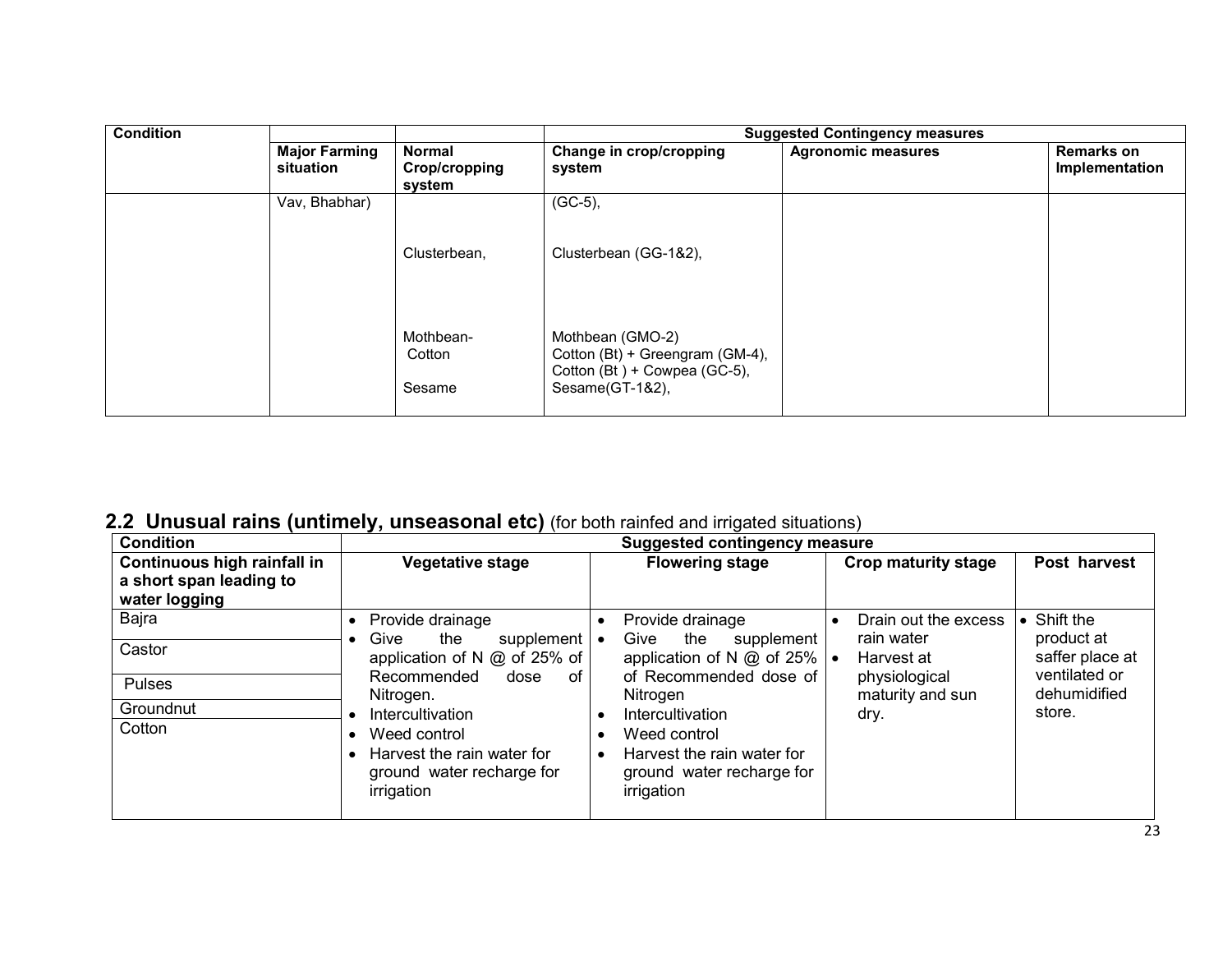| Condition | Major Farming situation | Normal Crop/cropping system | Suggested Contingency measures | | |
|---|---|---|---|---|---|
| | | | Change in crop/cropping system | Agronomic measures | Remarks on Implementation |
| | Vav, Bhabhar) | | (GC-5), | | |
| | | Clusterbean, | Clusterbean (GG-1&2), | | |
| | | Mothbean-<br>Cotton<br><br>Sesame | Mothbean (GMO-2)<br>Cotton (Bt) + Greengram (GM-4),<br>Cotton (Bt ) + Cowpea (GC-5),<br>Sesame(GT-1&2), | | |

## 2.2 Unusual rains (untimely, unseasonal etc) (for both rainfed and irrigated situations)

| Condition | Suggested contingency measure | | | |
|---|---|---|---|---|
| Continuous high rainfall in a short span leading to water logging | Vegetative stage | Flowering stage | Crop maturity stage | Post harvest |
| Bajra<br>Castor<br>Pulses<br>Groundnut<br>Cotton | • Provide drainage<br>• Give the supplement application of N @ of 25% of Recommended dose of Nitrogen.<br>• Intercultivation<br>• Weed control<br>• Harvest the rain water for ground water recharge for irrigation | • Provide drainage<br>• Give the supplement application of N @ of 25% of Recommended dose of Nitrogen<br>• Intercultivation<br>• Weed control<br>• Harvest the rain water for ground water recharge for irrigation | • Drain out the excess rain water<br>• Harvest at physiological maturity and sun dry. | • Shift the product at saffer place at ventilated or dehumidified store. |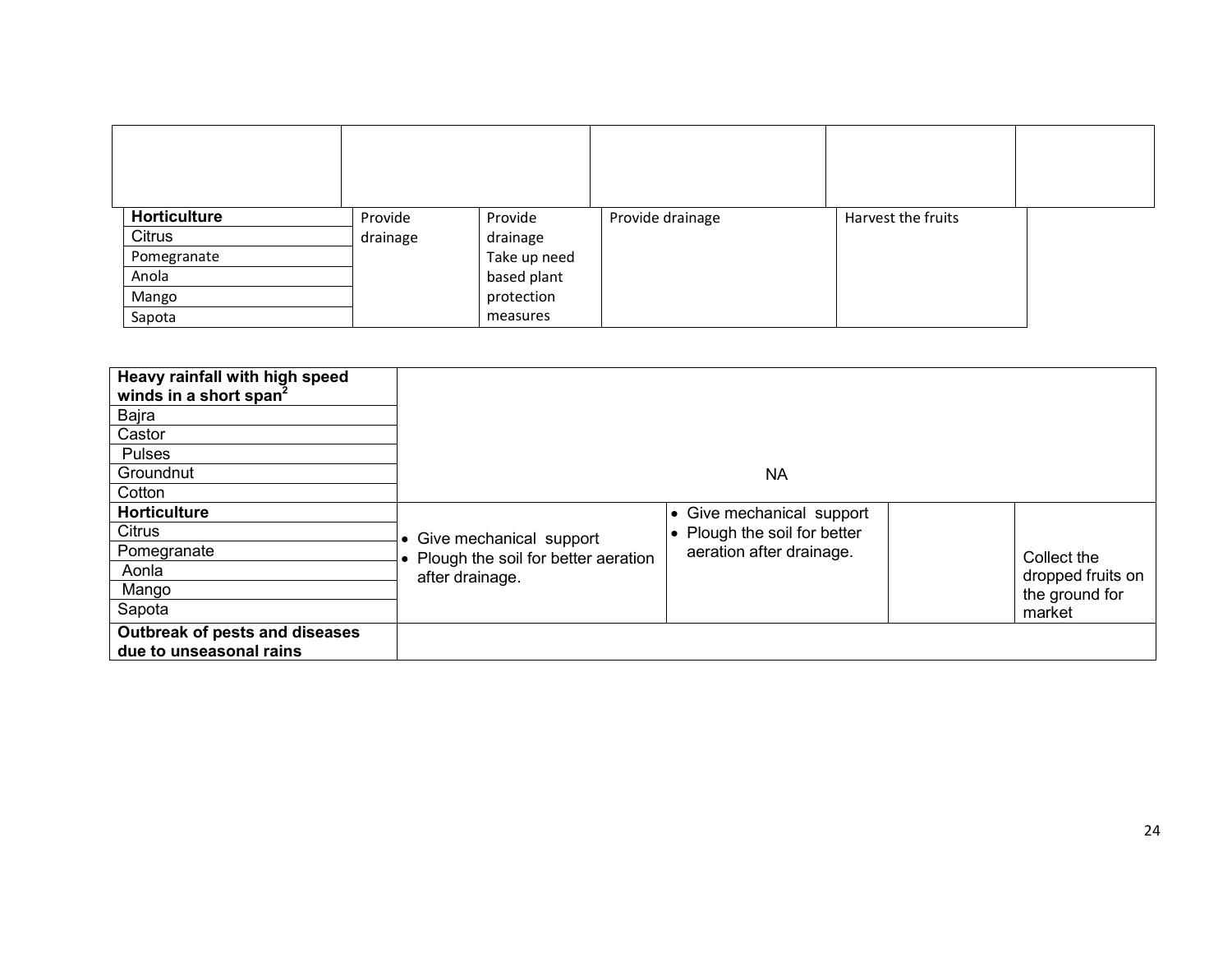| | | | | | |
|---|---|---|---|---|---|
| | | | | | |
| **Horticulture**<br>Citrus<br>Pomegranate<br>Anola<br>Mango<br>Sapota | Provide drainage | Provide drainage<br>Take up need based plant protection measures | Provide drainage | Harvest the fruits | |

| | | | | |
|---|---|---|---|---|
| **Heavy rainfall with high speed winds in a short span[2]**<br>Bajra<br>Castor<br>Pulses<br>Groundnut<br>Cotton | NA | | | |
| **Horticulture**<br>Citrus<br>Pomegranate<br>Aonla<br>Mango<br>Sapota | • Give mechanical support<br>• Plough the soil for better aeration after drainage. | • Give mechanical support<br>• Plough the soil for better aeration after drainage. | | Collect the dropped fruits on the ground for market |
| **Outbreak of pests and diseases due to unseasonal rains** | | | | |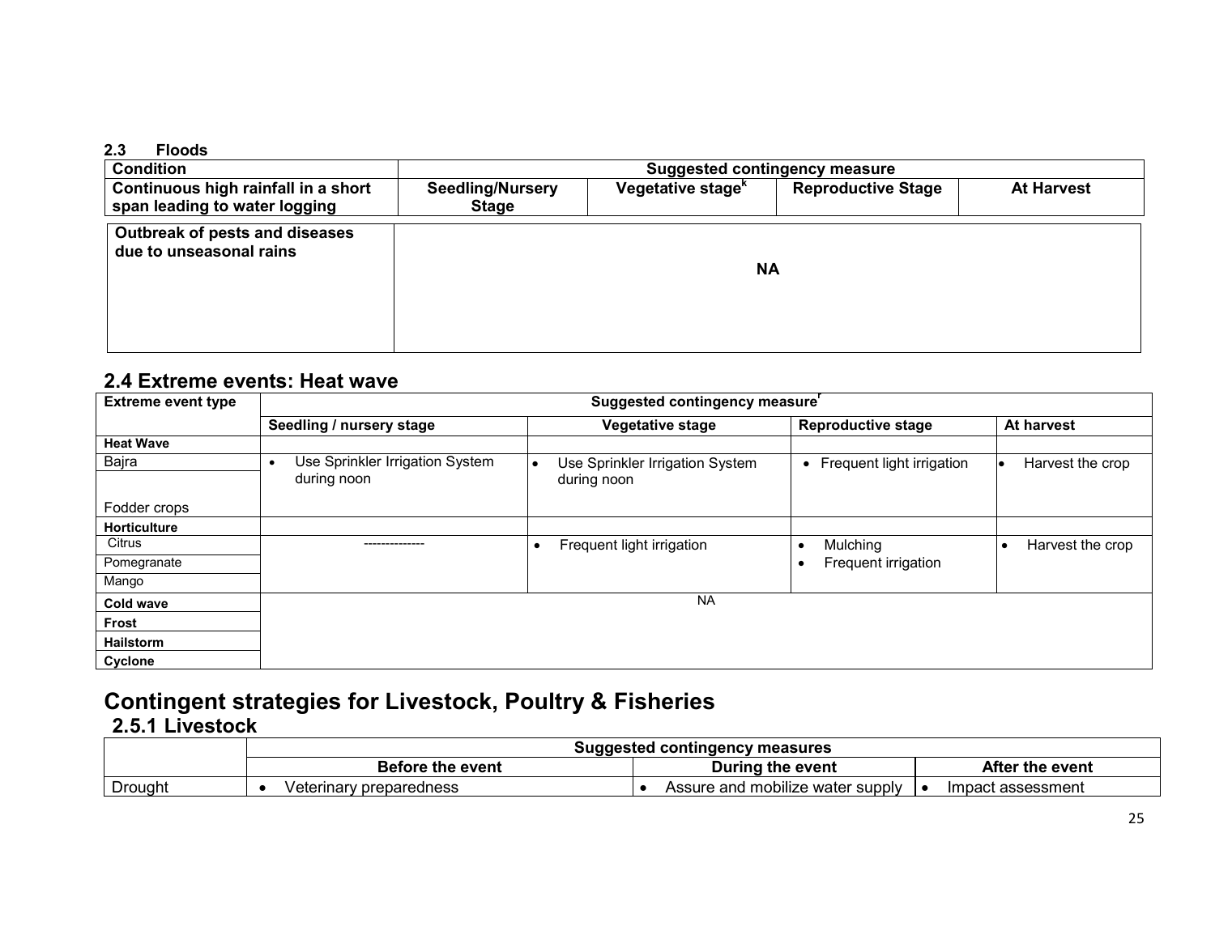### 2.3 Floods

| Condition | Suggested contingency measure | | | |
|---|---|---|---|---|
| Continuous high rainfall in a short span leading to water logging | Seedling/Nursery Stage | Vegetative stage[k] | Reproductive Stage | At Harvest |
| Outbreak of pests and diseases due to unseasonal rains | NA | | | |

## 2.4 Extreme events: Heat wave

| Extreme event type | Suggested contingency measure[r] | | | |
|---|---|---|---|---|
| | Seedling / nursery stage | Vegetative stage | Reproductive stage | At harvest |
| **Heat Wave** | | | | |
| Bajra<br>Fodder crops | • Use Sprinkler Irrigation System during noon | • Use Sprinkler Irrigation System during noon | • Frequent light irrigation | • Harvest the crop |
| **Horticulture** | | | | |
| Citrus<br>Pomegranate<br>Mango | -------------- | • Frequent light irrigation | • Mulching<br>• Frequent irrigation | • Harvest the crop |
| **Cold wave** | NA | | | |
| **Frost** | | | | |
| **Hailstorm** | | | | |
| **Cyclone** | | | | |

# Contingent strategies for Livestock, Poultry & Fisheries

## 2.5.1 Livestock

| | Suggested contingency measures | | |
|---|---|---|---|
| | Before the event | During the event | After the event |
| Drought | • Veterinary preparedness | • Assure and mobilize water supply | • Impact assessment |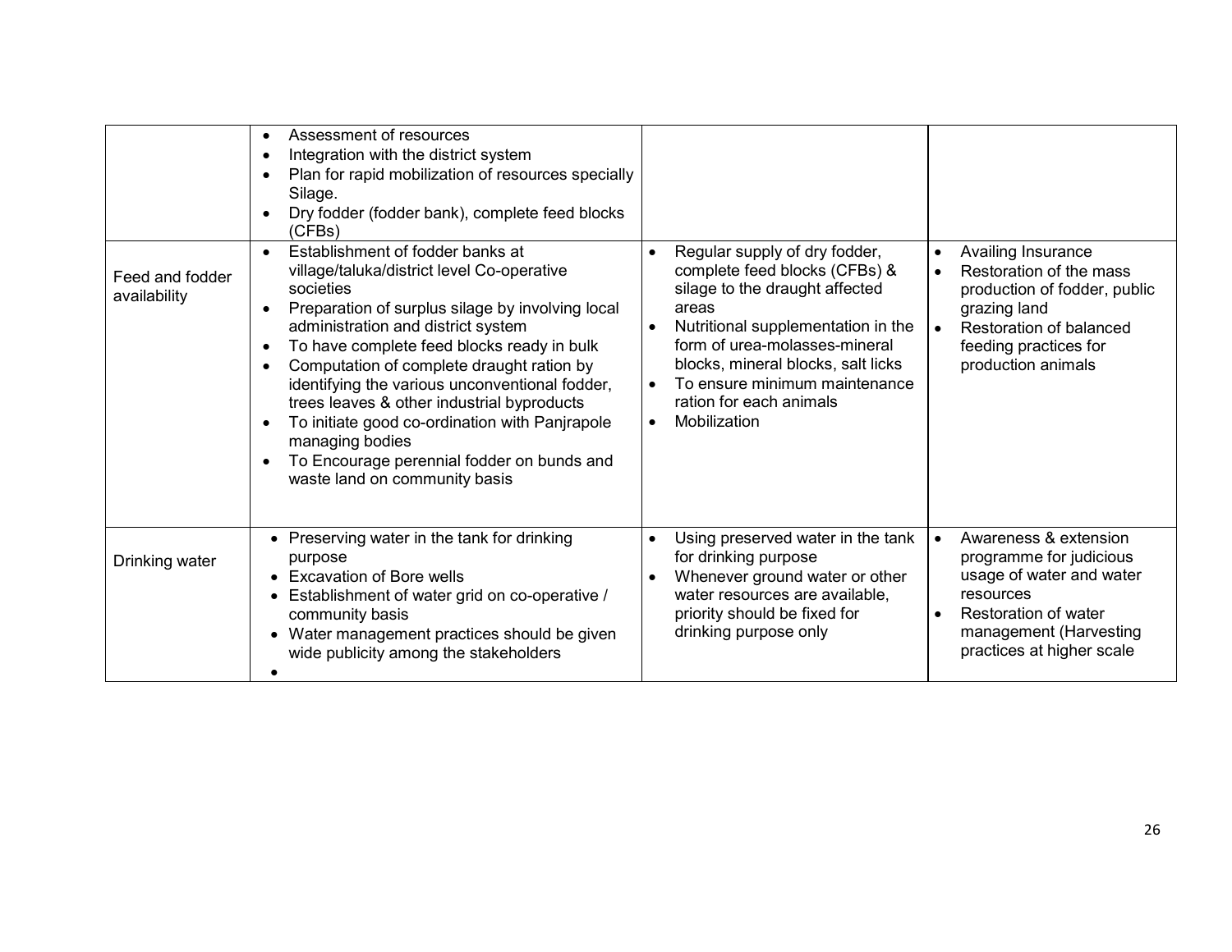| | | | |
|---|---|---|---|
| | • Assessment of resources<br>• Integration with the district system<br>• Plan for rapid mobilization of resources specially Silage.<br>• Dry fodder (fodder bank), complete feed blocks (CFBs) | | |
| Feed and fodder availability | • Establishment of fodder banks at village/taluka/district level Co-operative societies<br>• Preparation of surplus silage by involving local administration and district system<br>• To have complete feed blocks ready in bulk<br>• Computation of complete draught ration by identifying the various unconventional fodder, trees leaves & other industrial byproducts<br>• To initiate good co-ordination with Panjrapole managing bodies<br>• To Encourage perennial fodder on bunds and waste land on community basis | • Regular supply of dry fodder, complete feed blocks (CFBs) & silage to the draught affected areas<br>• Nutritional supplementation in the form of urea-molasses-mineral blocks, mineral blocks, salt licks<br>• To ensure minimum maintenance ration for each animals<br>• Mobilization | • Availing Insurance<br>• Restoration of the mass production of fodder, public grazing land<br>• Restoration of balanced feeding practices for production animals |
| Drinking water | • Preserving water in the tank for drinking purpose<br>• Excavation of Bore wells<br>• Establishment of water grid on co-operative / community basis<br>• Water management practices should be given wide publicity among the stakeholders<br>• | • Using preserved water in the tank for drinking purpose<br>• Whenever ground water or other water resources are available, priority should be fixed for drinking purpose only | • Awareness & extension programme for judicious usage of water and water resources<br>• Restoration of water management (Harvesting practices at higher scale |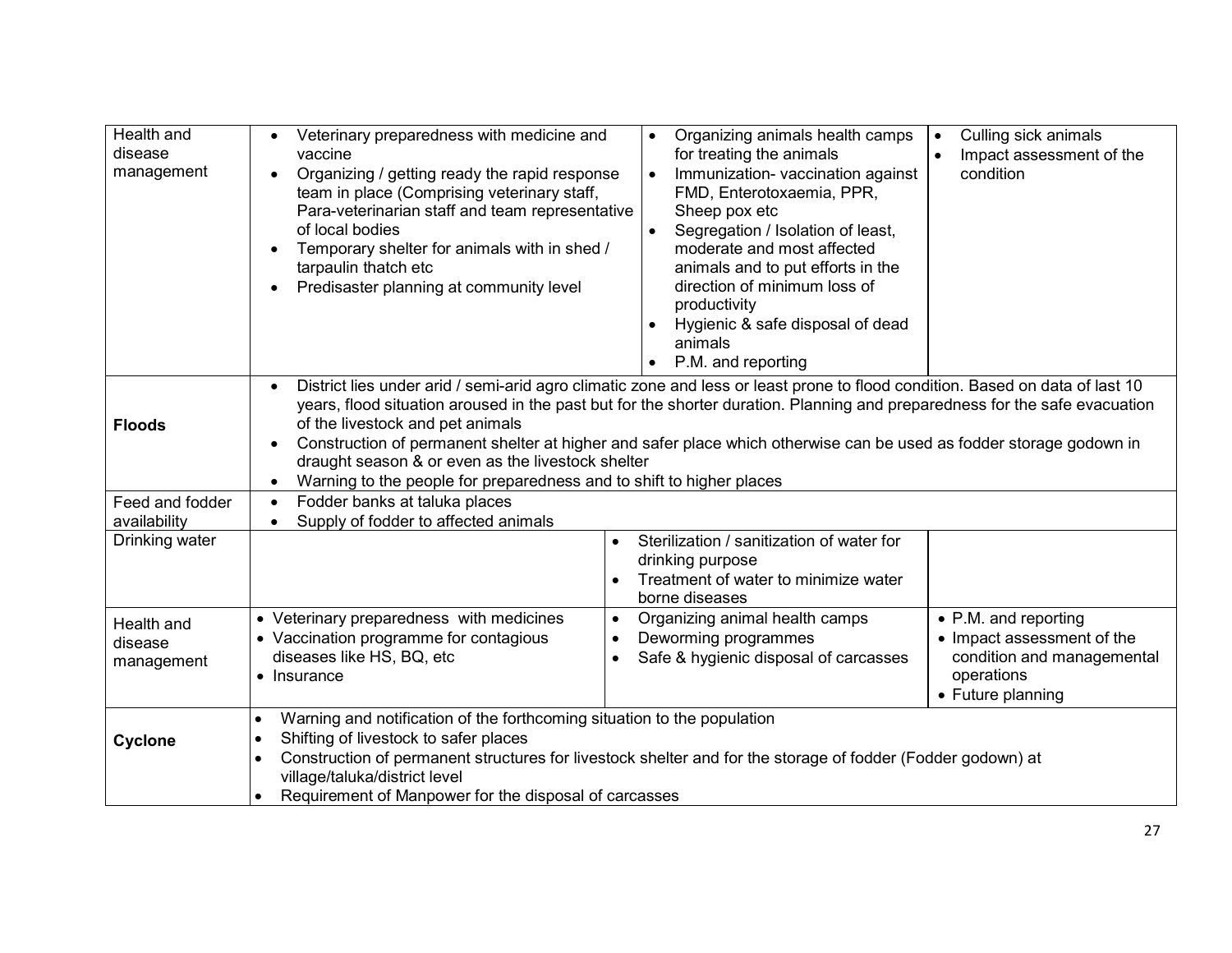| | | | |
|---|---|---|---|
| Health and disease management | • Veterinary preparedness with medicine and vaccine<br>• Organizing / getting ready the rapid response team in place (Comprising veterinary staff, Para-veterinarian staff and team representative of local bodies<br>• Temporary shelter for animals with in shed / tarpaulin thatch etc<br>• Predisaster planning at community level | • Organizing animals health camps for treating the animals<br>• Immunization- vaccination against FMD, Enterotoxaemia, PPR, Sheep pox etc<br>• Segregation / Isolation of least, moderate and most affected animals and to put efforts in the direction of minimum loss of productivity<br>• Hygienic & safe disposal of dead animals<br>• P.M. and reporting | • Culling sick animals<br>• Impact assessment of the condition |
| **Floods** | • District lies under arid / semi-arid agro climatic zone and less or least prone to flood condition. Based on data of last 10 years, flood situation aroused in the past but for the shorter duration. Planning and preparedness for the safe evacuation of the livestock and pet animals<br>• Construction of permanent shelter at higher and safer place which otherwise can be used as fodder storage godown in draught season & or even as the livestock shelter<br>• Warning to the people for preparedness and to shift to higher places | | |
| Feed and fodder availability | • Fodder banks at taluka places<br>• Supply of fodder to affected animals | | |
| Drinking water | | • Sterilization / sanitization of water for drinking purpose<br>• Treatment of water to minimize water borne diseases | |
| Health and disease management | • Veterinary preparedness with medicines<br>• Vaccination programme for contagious diseases like HS, BQ, etc<br>• Insurance | • Organizing animal health camps<br>• Deworming programmes<br>• Safe & hygienic disposal of carcasses | • P.M. and reporting<br>• Impact assessment of the condition and managemental operations<br>• Future planning |
| **Cyclone** | • Warning and notification of the forthcoming situation to the population<br>• Shifting of livestock to safer places<br>• Construction of permanent structures for livestock shelter and for the storage of fodder (Fodder godown) at village/taluka/district level<br>• Requirement of Manpower for the disposal of carcasses | | |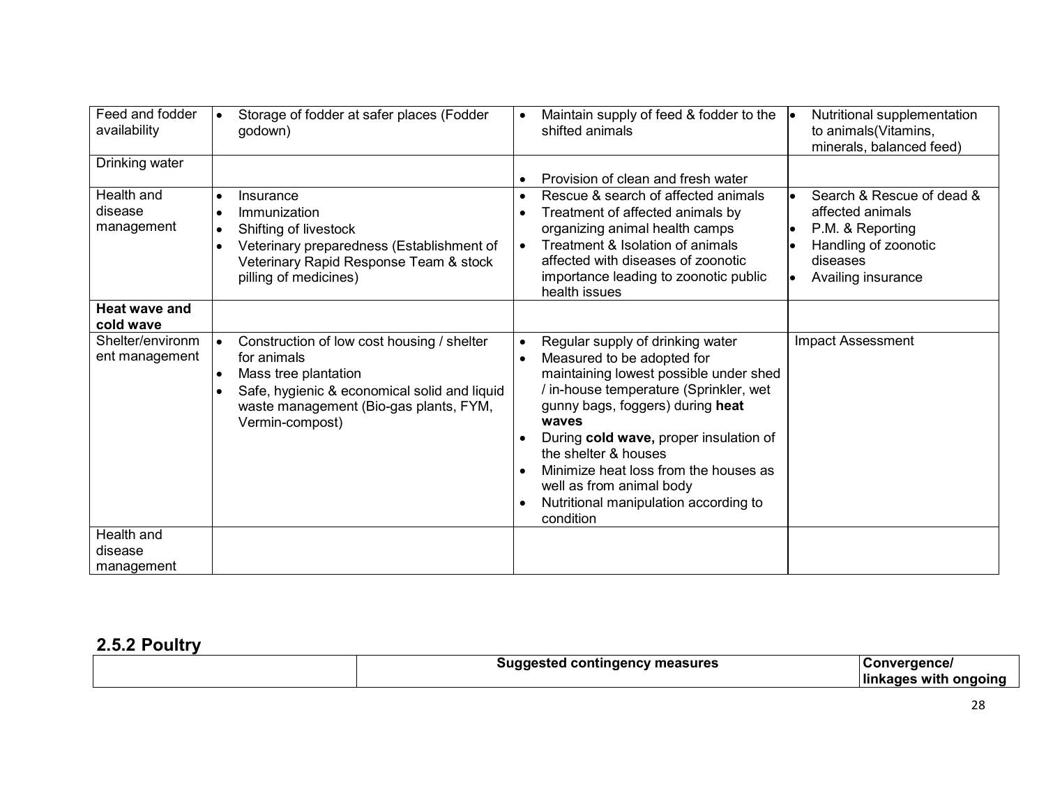| Feed and fodder availability | • Storage of fodder at safer places (Fodder godown) | • Maintain supply of feed & fodder to the shifted animals | • Nutritional supplementation to animals(Vitamins, minerals, balanced feed) |
|---|---|---|---|
| Drinking water | | • Provision of clean and fresh water | |
| Health and disease management | • Insurance<br>• Immunization<br>• Shifting of livestock<br>• Veterinary preparedness (Establishment of Veterinary Rapid Response Team & stock pilling of medicines) | • Rescue & search of affected animals<br>• Treatment of affected animals by organizing animal health camps<br>• Treatment & Isolation of animals affected with diseases of zoonotic importance leading to zoonotic public health issues | • Search & Rescue of dead & affected animals<br>• P.M. & Reporting<br>• Handling of zoonotic diseases<br>• Availing insurance |
| **Heat wave and cold wave** | | | |
| Shelter/environment management | • Construction of low cost housing / shelter for animals<br>• Mass tree plantation<br>• Safe, hygienic & economical solid and liquid waste management (Bio-gas plants, FYM, Vermin-compost) | • Regular supply of drinking water<br>• Measured to be adopted for maintaining lowest possible under shed / in-house temperature (Sprinkler, wet gunny bags, foggers) during **heat waves**<br>• During **cold wave,** proper insulation of the shelter & houses<br>• Minimize heat loss from the houses as well as from animal body<br>• Nutritional manipulation according to condition | Impact Assessment |
| Health and disease management | | | |

## 2.5.2 Poultry

| | Suggested contingency measures | Convergence/ linkages with ongoing |
|---|---|---|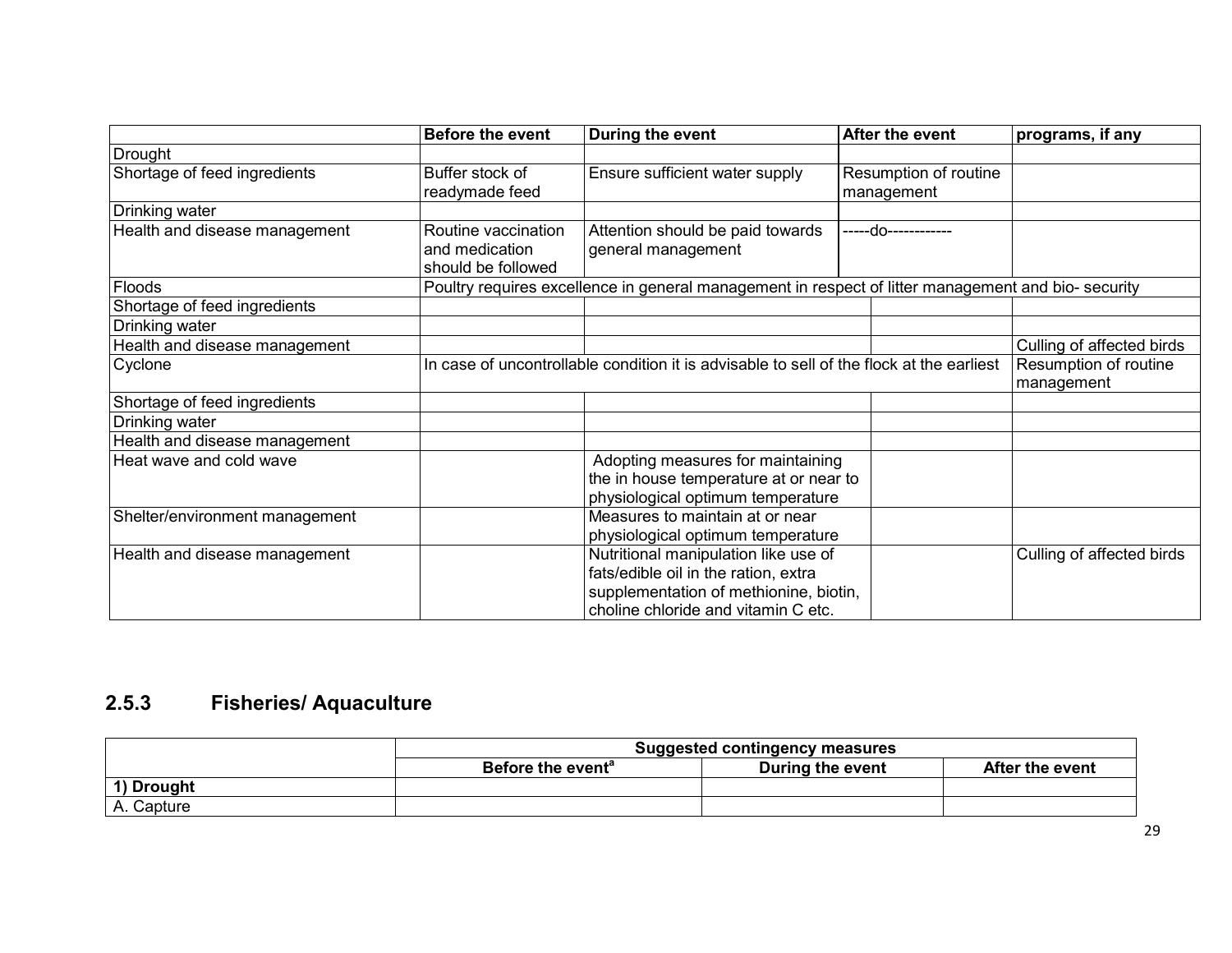| | Before the event | During the event | After the event | programs, if any |
|---|---|---|---|---|
| Drought | | | | |
| Shortage of feed ingredients | Buffer stock of readymade feed | Ensure sufficient water supply | Resumption of routine management | |
| Drinking water | | | | |
| Health and disease management | Routine vaccination and medication should be followed | Attention should be paid towards general management | -----do------------ | |
| Floods | Poultry requires excellence in general management in respect of litter management and bio- security | | | |
| Shortage of feed ingredients | | | | |
| Drinking water | | | | |
| Health and disease management | | | | Culling of affected birds |
| Cyclone | In case of uncontrollable condition it is advisable to sell of the flock at the earliest | | | Resumption of routine management |
| Shortage of feed ingredients | | | | |
| Drinking water | | | | |
| Health and disease management | | | | |
| Heat wave and cold wave | | Adopting measures for maintaining the in house temperature at or near to physiological optimum temperature | | |
| Shelter/environment management | | Measures to maintain at or near physiological optimum temperature | | |
| Health and disease management | | Nutritional manipulation like use of fats/edible oil in the ration, extra supplementation of methionine, biotin, choline chloride and vitamin C etc. | | Culling of affected birds |

### 2.5.3 Fisheries/ Aquaculture

| | Suggested contingency measures | | |
|---|---|---|---|
| | **Before the event[a]** | **During the event** | **After the event** |
| **1) Drought** | | | |
| A. Capture | | | |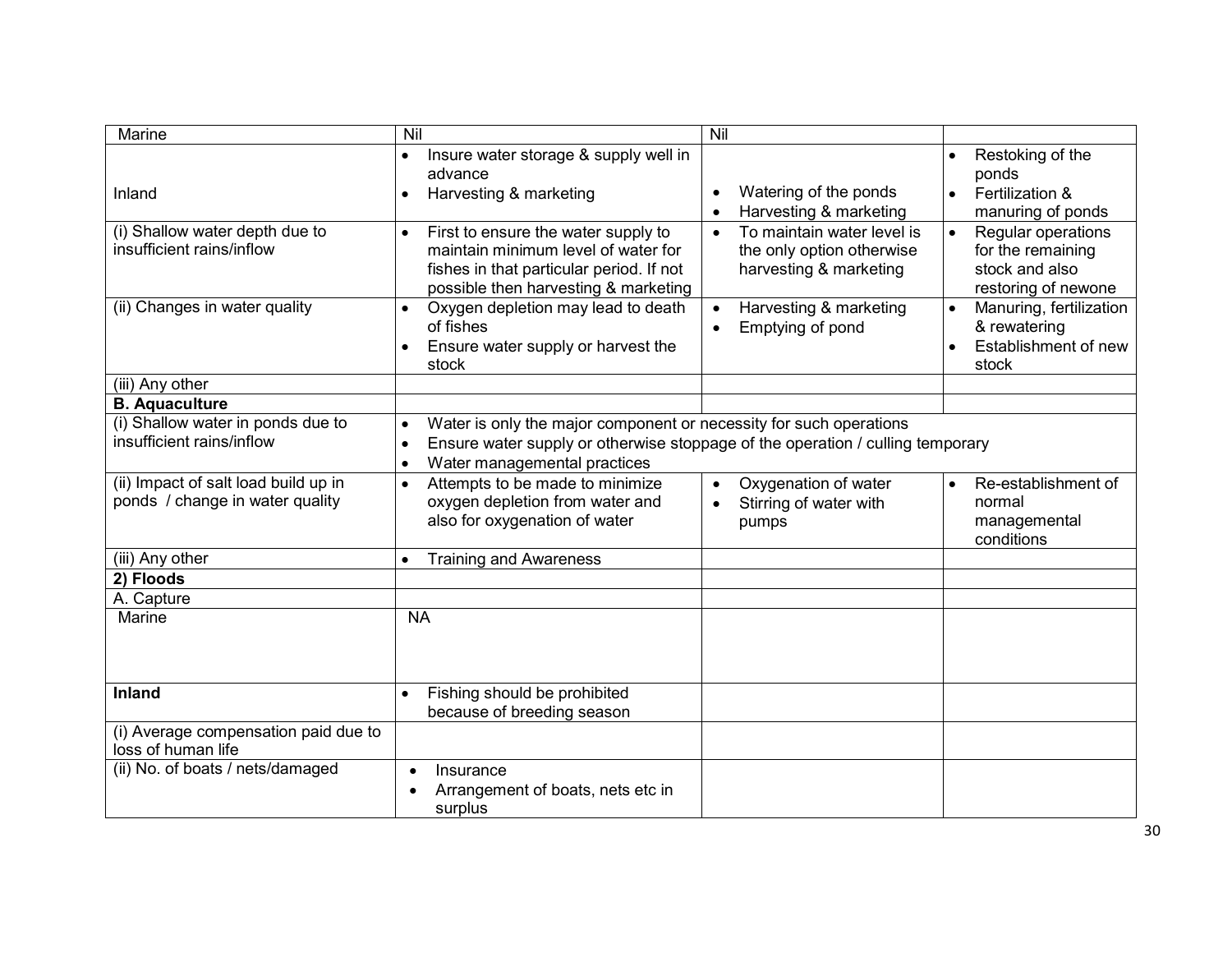| Marine | Nil | Nil | |
|---|---|---|---|
| Inland | • Insure water storage & supply well in advance<br>• Harvesting & marketing | • Watering of the ponds<br>• Harvesting & marketing | • Restoking of the ponds<br>• Fertilization & manuring of ponds |
| (i) Shallow water depth due to insufficient rains/inflow | • First to ensure the water supply to maintain minimum level of water for fishes in that particular period. If not possible then harvesting & marketing | • To maintain water level is the only option otherwise harvesting & marketing | • Regular operations for the remaining stock and also restoring of newone |
| (ii) Changes in water quality | • Oxygen depletion may lead to death of fishes<br>• Ensure water supply or harvest the stock | • Harvesting & marketing<br>• Emptying of pond | • Manuring, fertilization & rewatering<br>• Establishment of new stock |
| (iii) Any other | | | |
| **B. Aquaculture** | | | |
| (i) Shallow water in ponds due to insufficient rains/inflow | • Water is only the major component or necessity for such operations<br>• Ensure water supply or otherwise stoppage of the operation / culling temporary<br>• Water managemental practices | | |
| (ii) Impact of salt load build up in ponds / change in water quality | • Attempts to be made to minimize oxygen depletion from water and also for oxygenation of water | • Oxygenation of water<br>• Stirring of water with pumps | • Re-establishment of normal managemental conditions |
| (iii) Any other | • Training and Awareness | | |
| **2) Floods** | | | |
| A. Capture | | | |
| Marine | NA | | |
| **Inland** | • Fishing should be prohibited because of breeding season | | |
| (i) Average compensation paid due to loss of human life | | | |
| (ii) No. of boats / nets/damaged | • Insurance<br>• Arrangement of boats, nets etc in surplus | | |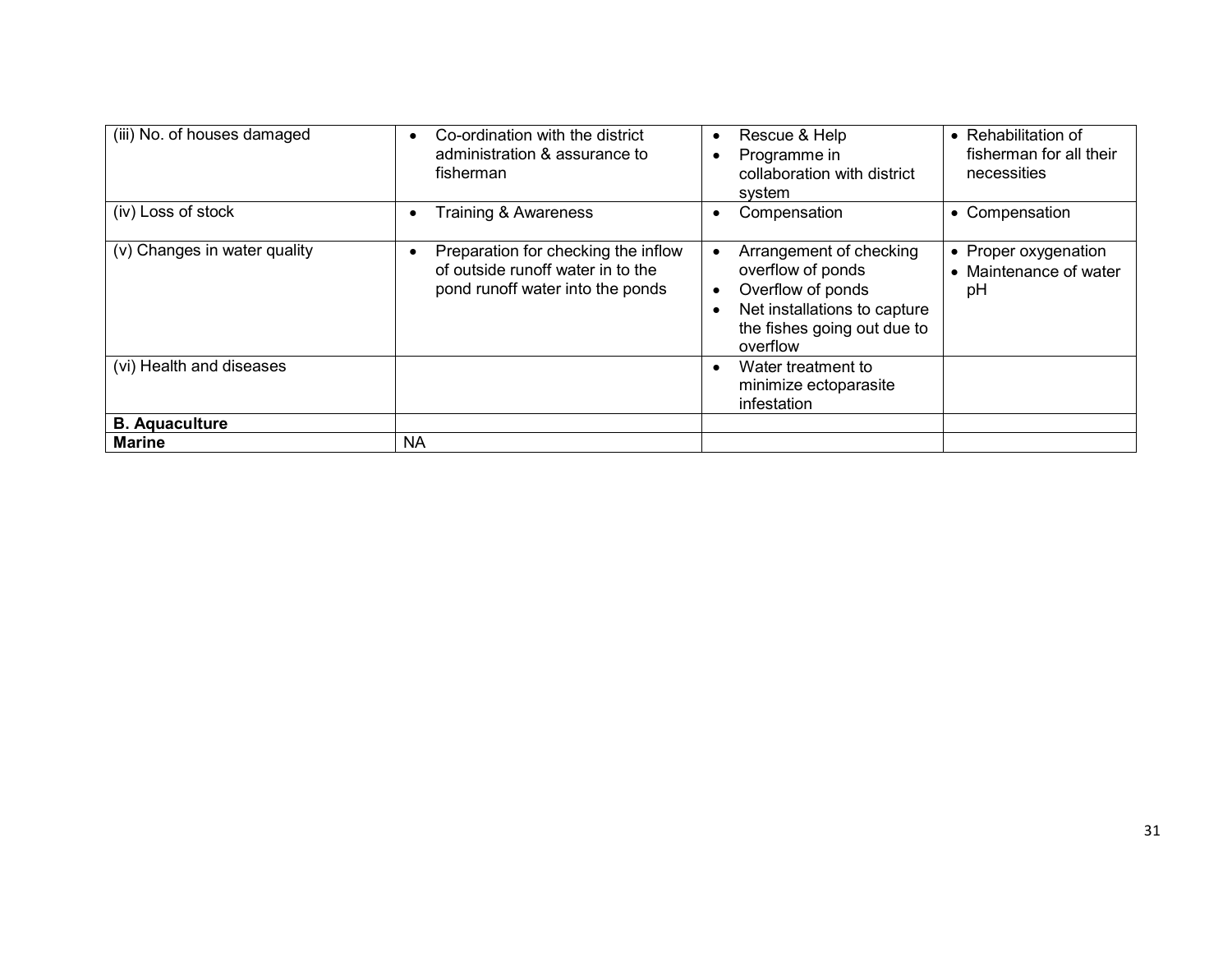| | | | |
|---|---|---|---|
| (iii) No. of houses damaged | • Co-ordination with the district administration & assurance to fisherman | • Rescue & Help<br>• Programme in collaboration with district system | • Rehabilitation of fisherman for all their necessities |
| (iv) Loss of stock | • Training & Awareness | • Compensation | • Compensation |
| (v) Changes in water quality | • Preparation for checking the inflow of outside runoff water in to the pond runoff water into the ponds | • Arrangement of checking overflow of ponds<br>• Overflow of ponds<br>• Net installations to capture the fishes going out due to overflow | • Proper oxygenation<br>• Maintenance of water pH |
| (vi) Health and diseases | | • Water treatment to minimize ectoparasite infestation | |
| **B. Aquaculture** | | | |
| **Marine** | NA | | |